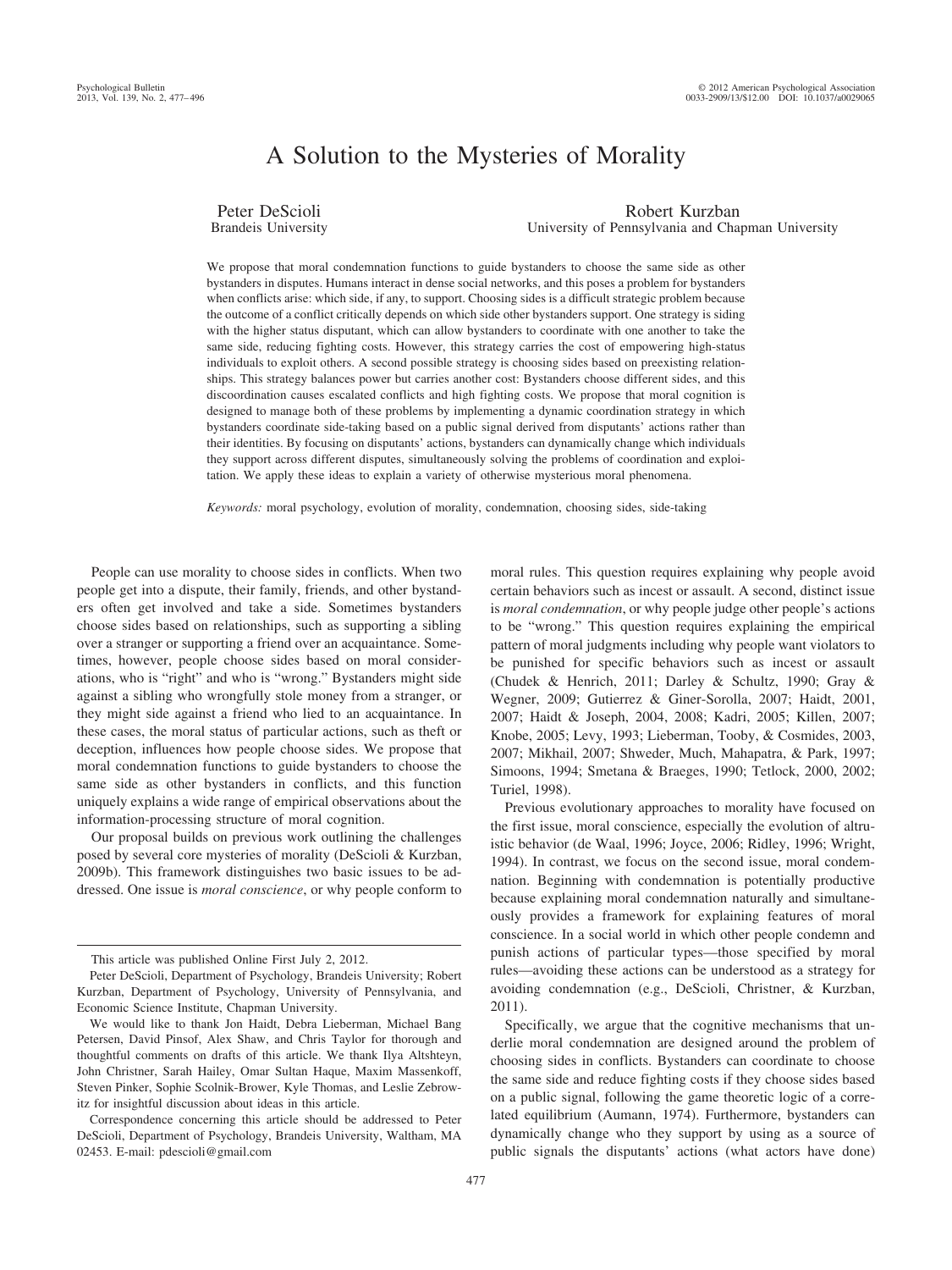# A Solution to the Mysteries of Morality

Peter DeScioli
Brandeis University

Robert Kurzban
University of Pennsylvania and Chapman University

We propose that moral condemnation functions to guide bystanders to choose the same side as other bystanders in disputes. Humans interact in dense social networks, and this poses a problem for bystanders when conflicts arise: which side, if any, to support. Choosing sides is a difficult strategic problem because the outcome of a conflict critically depends on which side other bystanders support. One strategy is siding with the higher status disputant, which can allow bystanders to coordinate with one another to take the same side, reducing fighting costs. However, this strategy carries the cost of empowering high-status individuals to exploit others. A second possible strategy is choosing sides based on preexisting relationships. This strategy balances power but carries another cost: Bystanders choose different sides, and this discoordination causes escalated conflicts and high fighting costs. We propose that moral cognition is designed to manage both of these problems by implementing a dynamic coordination strategy in which bystanders coordinate side-taking based on a public signal derived from disputants' actions rather than their identities. By focusing on disputants' actions, bystanders can dynamically change which individuals they support across different disputes, simultaneously solving the problems of coordination and exploitation. We apply these ideas to explain a variety of otherwise mysterious moral phenomena.

*Keywords:* moral psychology, evolution of morality, condemnation, choosing sides, side-taking

People can use morality to choose sides in conflicts. When two people get into a dispute, their family, friends, and other bystanders often get involved and take a side. Sometimes bystanders choose sides based on relationships, such as supporting a sibling over a stranger or supporting a friend over an acquaintance. Sometimes, however, people choose sides based on moral considerations, who is "right" and who is "wrong." Bystanders might side against a sibling who wrongfully stole money from a stranger, or they might side against a friend who lied to an acquaintance. In these cases, the moral status of particular actions, such as theft or deception, influences how people choose sides. We propose that moral condemnation functions to guide bystanders to choose the same side as other bystanders in conflicts, and this function uniquely explains a wide range of empirical observations about the information-processing structure of moral cognition.

Our proposal builds on previous work outlining the challenges posed by several core mysteries of morality (DeScioli & Kurzban, 2009b). This framework distinguishes two basic issues to be addressed. One issue is *moral conscience*, or why people conform to moral rules. This question requires explaining why people avoid certain behaviors such as incest or assault. A second, distinct issue is *moral condemnation*, or why people judge other people's actions to be "wrong." This question requires explaining the empirical pattern of moral judgments including why people want violators to be punished for specific behaviors such as incest or assault (Chudek & Henrich, 2011; Darley & Schultz, 1990; Gray & Wegner, 2009; Gutierrez & Giner-Sorolla, 2007; Haidt, 2001, 2007; Haidt & Joseph, 2004, 2008; Kadri, 2005; Killen, 2007; Knobe, 2005; Levy, 1993; Lieberman, Tooby, & Cosmides, 2003, 2007; Mikhail, 2007; Shweder, Much, Mahapatra, & Park, 1997; Simoons, 1994; Smetana & Braeges, 1990; Tetlock, 2000, 2002; Turiel, 1998).

Previous evolutionary approaches to morality have focused on the first issue, moral conscience, especially the evolution of altruistic behavior (de Waal, 1996; Joyce, 2006; Ridley, 1996; Wright, 1994). In contrast, we focus on the second issue, moral condemnation. Beginning with condemnation is potentially productive because explaining moral condemnation naturally and simultaneously provides a framework for explaining features of moral conscience. In a social world in which other people condemn and punish actions of particular types—those specified by moral rules—avoiding these actions can be understood as a strategy for avoiding condemnation (e.g., DeScioli, Christner, & Kurzban, 2011).

Specifically, we argue that the cognitive mechanisms that underlie moral condemnation are designed around the problem of choosing sides in conflicts. Bystanders can coordinate to choose the same side and reduce fighting costs if they choose sides based on a public signal, following the game theoretic logic of a correlated equilibrium (Aumann, 1974). Furthermore, bystanders can dynamically change who they support by using as a source of public signals the disputants' actions (what actors have done)

This article was published Online First July 2, 2012.

Peter DeScioli, Department of Psychology, Brandeis University; Robert Kurzban, Department of Psychology, University of Pennsylvania, and Economic Science Institute, Chapman University.

We would like to thank Jon Haidt, Debra Lieberman, Michael Bang Petersen, David Pinsof, Alex Shaw, and Chris Taylor for thorough and thoughtful comments on drafts of this article. We thank Ilya Altshteyn, John Christner, Sarah Hailey, Omar Sultan Haque, Maxim Massenkoff, Steven Pinker, Sophie Scolnik-Brower, Kyle Thomas, and Leslie Zebrowitz for insightful discussion about ideas in this article.

Correspondence concerning this article should be addressed to Peter DeScioli, Department of Psychology, Brandeis University, Waltham, MA 02453. E-mail: pdescioli@gmail.com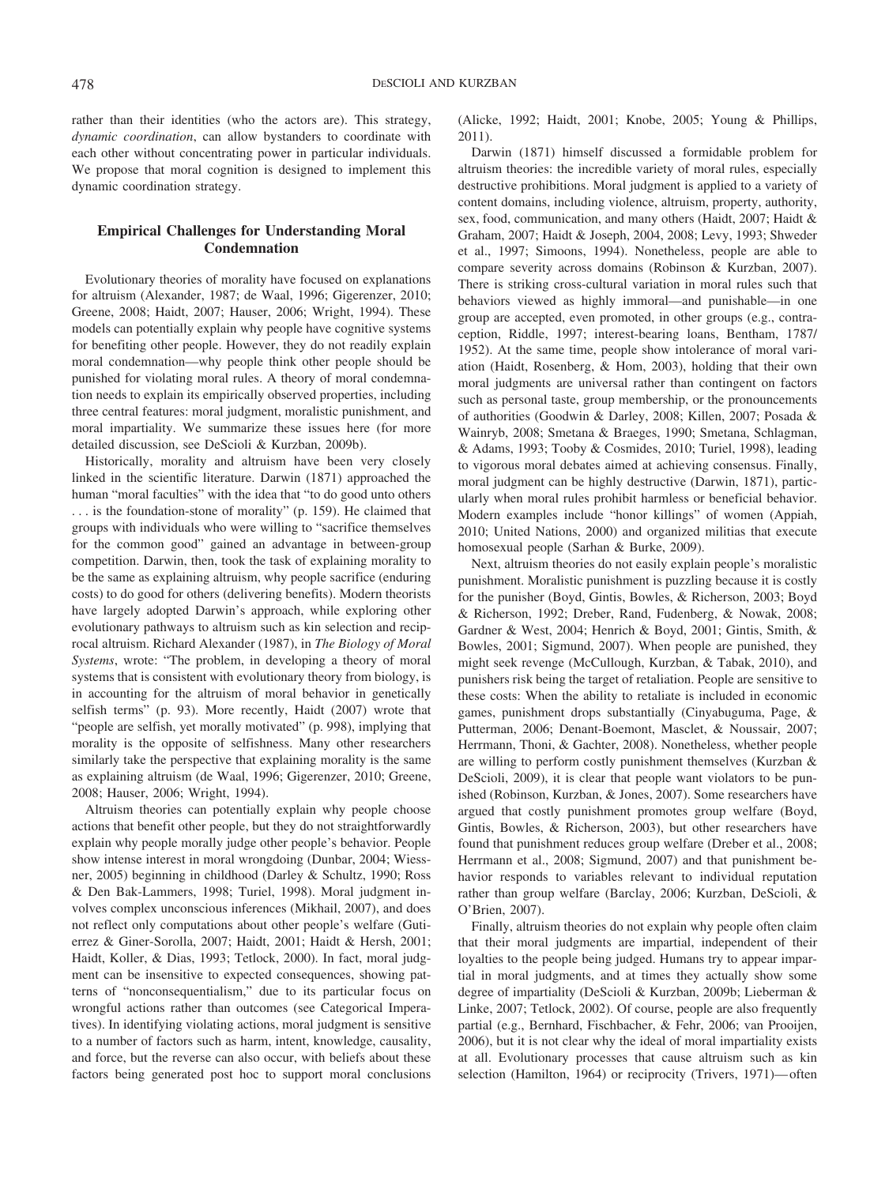rather than their identities (who the actors are). This strategy, *dynamic coordination*, can allow bystanders to coordinate with each other without concentrating power in particular individuals. We propose that moral cognition is designed to implement this dynamic coordination strategy.

## Empirical Challenges for Understanding Moral Condemnation

Evolutionary theories of morality have focused on explanations for altruism (Alexander, 1987; de Waal, 1996; Gigerenzer, 2010; Greene, 2008; Haidt, 2007; Hauser, 2006; Wright, 1994). These models can potentially explain why people have cognitive systems for benefiting other people. However, they do not readily explain moral condemnation—why people think other people should be punished for violating moral rules. A theory of moral condemnation needs to explain its empirically observed properties, including three central features: moral judgment, moralistic punishment, and moral impartiality. We summarize these issues here (for more detailed discussion, see DeScioli & Kurzban, 2009b).

Historically, morality and altruism have been very closely linked in the scientific literature. Darwin (1871) approached the human "moral faculties" with the idea that "to do good unto others . . . is the foundation-stone of morality" (p. 159). He claimed that groups with individuals who were willing to "sacrifice themselves for the common good" gained an advantage in between-group competition. Darwin, then, took the task of explaining morality to be the same as explaining altruism, why people sacrifice (enduring costs) to do good for others (delivering benefits). Modern theorists have largely adopted Darwin's approach, while exploring other evolutionary pathways to altruism such as kin selection and reciprocal altruism. Richard Alexander (1987), in *The Biology of Moral Systems*, wrote: "The problem, in developing a theory of moral systems that is consistent with evolutionary theory from biology, is in accounting for the altruism of moral behavior in genetically selfish terms" (p. 93). More recently, Haidt (2007) wrote that "people are selfish, yet morally motivated" (p. 998), implying that morality is the opposite of selfishness. Many other researchers similarly take the perspective that explaining morality is the same as explaining altruism (de Waal, 1996; Gigerenzer, 2010; Greene, 2008; Hauser, 2006; Wright, 1994).

Altruism theories can potentially explain why people choose actions that benefit other people, but they do not straightforwardly explain why people morally judge other people's behavior. People show intense interest in moral wrongdoing (Dunbar, 2004; Wiessner, 2005) beginning in childhood (Darley & Schultz, 1990; Ross & Den Bak-Lammers, 1998; Turiel, 1998). Moral judgment involves complex unconscious inferences (Mikhail, 2007), and does not reflect only computations about other people's welfare (Gutierrez & Giner-Sorolla, 2007; Haidt, 2001; Haidt & Hersh, 2001; Haidt, Koller, & Dias, 1993; Tetlock, 2000). In fact, moral judgment can be insensitive to expected consequences, showing patterns of "nonconsequentialism," due to its particular focus on wrongful actions rather than outcomes (see Categorical Imperatives). In identifying violating actions, moral judgment is sensitive to a number of factors such as harm, intent, knowledge, causality, and force, but the reverse can also occur, with beliefs about these factors being generated post hoc to support moral conclusions (Alicke, 1992; Haidt, 2001; Knobe, 2005; Young & Phillips, 2011).

Darwin (1871) himself discussed a formidable problem for altruism theories: the incredible variety of moral rules, especially destructive prohibitions. Moral judgment is applied to a variety of content domains, including violence, altruism, property, authority, sex, food, communication, and many others (Haidt, 2007; Haidt & Graham, 2007; Haidt & Joseph, 2004, 2008; Levy, 1993; Shweder et al., 1997; Simoons, 1994). Nonetheless, people are able to compare severity across domains (Robinson & Kurzban, 2007). There is striking cross-cultural variation in moral rules such that behaviors viewed as highly immoral—and punishable—in one group are accepted, even promoted, in other groups (e.g., contraception, Riddle, 1997; interest-bearing loans, Bentham, 1787/1952). At the same time, people show intolerance of moral variation (Haidt, Rosenberg, & Hom, 2003), holding that their own moral judgments are universal rather than contingent on factors such as personal taste, group membership, or the pronouncements of authorities (Goodwin & Darley, 2008; Killen, 2007; Posada & Wainryb, 2008; Smetana & Braeges, 1990; Smetana, Schlagman, & Adams, 1993; Tooby & Cosmides, 2010; Turiel, 1998), leading to vigorous moral debates aimed at achieving consensus. Finally, moral judgment can be highly destructive (Darwin, 1871), particularly when moral rules prohibit harmless or beneficial behavior. Modern examples include "honor killings" of women (Appiah, 2010; United Nations, 2000) and organized militias that execute homosexual people (Sarhan & Burke, 2009).

Next, altruism theories do not easily explain people's moralistic punishment. Moralistic punishment is puzzling because it is costly for the punisher (Boyd, Gintis, Bowles, & Richerson, 2003; Boyd & Richerson, 1992; Dreber, Rand, Fudenberg, & Nowak, 2008; Gardner & West, 2004; Henrich & Boyd, 2001; Gintis, Smith, & Bowles, 2001; Sigmund, 2007). When people are punished, they might seek revenge (McCullough, Kurzban, & Tabak, 2010), and punishers risk being the target of retaliation. People are sensitive to these costs: When the ability to retaliate is included in economic games, punishment drops substantially (Cinyabuguma, Page, & Putterman, 2006; Denant-Boemont, Masclet, & Noussair, 2007; Herrmann, Thoni, & Gachter, 2008). Nonetheless, whether people are willing to perform costly punishment themselves (Kurzban & DeScioli, 2009), it is clear that people want violators to be punished (Robinson, Kurzban, & Jones, 2007). Some researchers have argued that costly punishment promotes group welfare (Boyd, Gintis, Bowles, & Richerson, 2003), but other researchers have found that punishment reduces group welfare (Dreber et al., 2008; Herrmann et al., 2008; Sigmund, 2007) and that punishment behavior responds to variables relevant to individual reputation rather than group welfare (Barclay, 2006; Kurzban, DeScioli, & O'Brien, 2007).

Finally, altruism theories do not explain why people often claim that their moral judgments are impartial, independent of their loyalties to the people being judged. Humans try to appear impartial in moral judgments, and at times they actually show some degree of impartiality (DeScioli & Kurzban, 2009b; Lieberman & Linke, 2007; Tetlock, 2002). Of course, people are also frequently partial (e.g., Bernhard, Fischbacher, & Fehr, 2006; van Prooijen, 2006), but it is not clear why the ideal of moral impartiality exists at all. Evolutionary processes that cause altruism such as kin selection (Hamilton, 1964) or reciprocity (Trivers, 1971)—often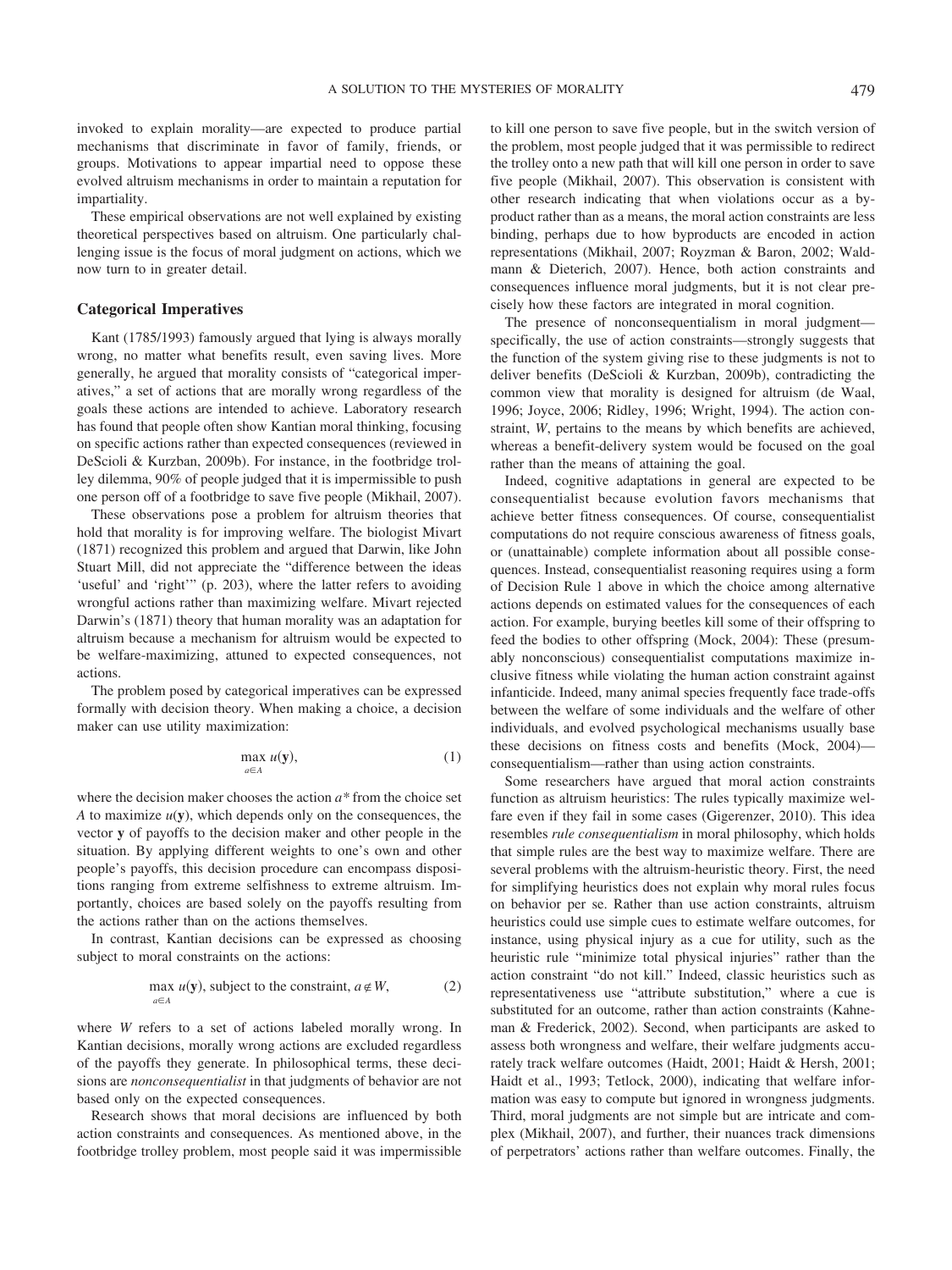invoked to explain morality—are expected to produce partial mechanisms that discriminate in favor of family, friends, or groups. Motivations to appear impartial need to oppose these evolved altruism mechanisms in order to maintain a reputation for impartiality.

These empirical observations are not well explained by existing theoretical perspectives based on altruism. One particularly challenging issue is the focus of moral judgment on actions, which we now turn to in greater detail.

### Categorical Imperatives

Kant (1785/1993) famously argued that lying is always morally wrong, no matter what benefits result, even saving lives. More generally, he argued that morality consists of "categorical imperatives," a set of actions that are morally wrong regardless of the goals these actions are intended to achieve. Laboratory research has found that people often show Kantian moral thinking, focusing on specific actions rather than expected consequences (reviewed in DeScioli & Kurzban, 2009b). For instance, in the footbridge trolley dilemma, 90% of people judged that it is impermissible to push one person off of a footbridge to save five people (Mikhail, 2007).

These observations pose a problem for altruism theories that hold that morality is for improving welfare. The biologist Mivart (1871) recognized this problem and argued that Darwin, like John Stuart Mill, did not appreciate the "difference between the ideas 'useful' and 'right'" (p. 203), where the latter refers to avoiding wrongful actions rather than maximizing welfare. Mivart rejected Darwin's (1871) theory that human morality was an adaptation for altruism because a mechanism for altruism would be expected to be welfare-maximizing, attuned to expected consequences, not actions.

The problem posed by categorical imperatives can be expressed formally with decision theory. When making a choice, a decision maker can use utility maximization:

$$\max_{a \in A} u(\mathbf{y}), \tag{1}$$

where the decision maker chooses the action $a^*$ from the choice set $A$ to maximize $u(\mathbf{y})$, which depends only on the consequences, the vector $\mathbf{y}$ of payoffs to the decision maker and other people in the situation. By applying different weights to one's own and other people's payoffs, this decision procedure can encompass dispositions ranging from extreme selfishness to extreme altruism. Importantly, choices are based solely on the payoffs resulting from the actions rather than on the actions themselves.

In contrast, Kantian decisions can be expressed as choosing subject to moral constraints on the actions:

$$\max_{a \in A} u(\mathbf{y}), \text{ subject to the constraint, } a \notin W, \tag{2}$$

where $W$ refers to a set of actions labeled morally wrong. In Kantian decisions, morally wrong actions are excluded regardless of the payoffs they generate. In philosophical terms, these decisions are *nonconsequentialist* in that judgments of behavior are not based only on the expected consequences.

Research shows that moral decisions are influenced by both action constraints and consequences. As mentioned above, in the footbridge trolley problem, most people said it was impermissible to kill one person to save five people, but in the switch version of the problem, most people judged that it was permissible to redirect the trolley onto a new path that will kill one person in order to save five people (Mikhail, 2007). This observation is consistent with other research indicating that when violations occur as a byproduct rather than as a means, the moral action constraints are less binding, perhaps due to how byproducts are encoded in action representations (Mikhail, 2007; Royzman & Baron, 2002; Waldmann & Dieterich, 2007). Hence, both action constraints and consequences influence moral judgments, but it is not clear precisely how these factors are integrated in moral cognition.

The presence of nonconsequentialism in moral judgment—specifically, the use of action constraints—strongly suggests that the function of the system giving rise to these judgments is not to deliver benefits (DeScioli & Kurzban, 2009b), contradicting the common view that morality is designed for altruism (de Waal, 1996; Joyce, 2006; Ridley, 1996; Wright, 1994). The action constraint, $W$, pertains to the means by which benefits are achieved, whereas a benefit-delivery system would be focused on the goal rather than the means of attaining the goal.

Indeed, cognitive adaptations in general are expected to be consequentialist because evolution favors mechanisms that achieve better fitness consequences. Of course, consequentialist computations do not require conscious awareness of fitness goals, or (unattainable) complete information about all possible consequences. Instead, consequentialist reasoning requires using a form of Decision Rule 1 above in which the choice among alternative actions depends on estimated values for the consequences of each action. For example, burying beetles kill some of their offspring to feed the bodies to other offspring (Mock, 2004): These (presumably nonconscious) consequentialist computations maximize inclusive fitness while violating the human action constraint against infanticide. Indeed, many animal species frequently face trade-offs between the welfare of some individuals and the welfare of other individuals, and evolved psychological mechanisms usually base these decisions on fitness costs and benefits (Mock, 2004)—consequentialism—rather than using action constraints.

Some researchers have argued that moral action constraints function as altruism heuristics: The rules typically maximize welfare even if they fail in some cases (Gigerenzer, 2010). This idea resembles *rule consequentialism* in moral philosophy, which holds that simple rules are the best way to maximize welfare. There are several problems with the altruism-heuristic theory. First, the need for simplifying heuristics does not explain why moral rules focus on behavior per se. Rather than use action constraints, altruism heuristics could use simple cues to estimate welfare outcomes, for instance, using physical injury as a cue for utility, such as the heuristic rule "minimize total physical injuries" rather than the action constraint "do not kill." Indeed, classic heuristics such as representativeness use "attribute substitution," where a cue is substituted for an outcome, rather than action constraints (Kahneman & Frederick, 2002). Second, when participants are asked to assess both wrongness and welfare, their welfare judgments accurately track welfare outcomes (Haidt, 2001; Haidt & Hersh, 2001; Haidt et al., 1993; Tetlock, 2000), indicating that welfare information was easy to compute but ignored in wrongness judgments. Third, moral judgments are not simple but are intricate and complex (Mikhail, 2007), and further, their nuances track dimensions of perpetrators' actions rather than welfare outcomes. Finally, the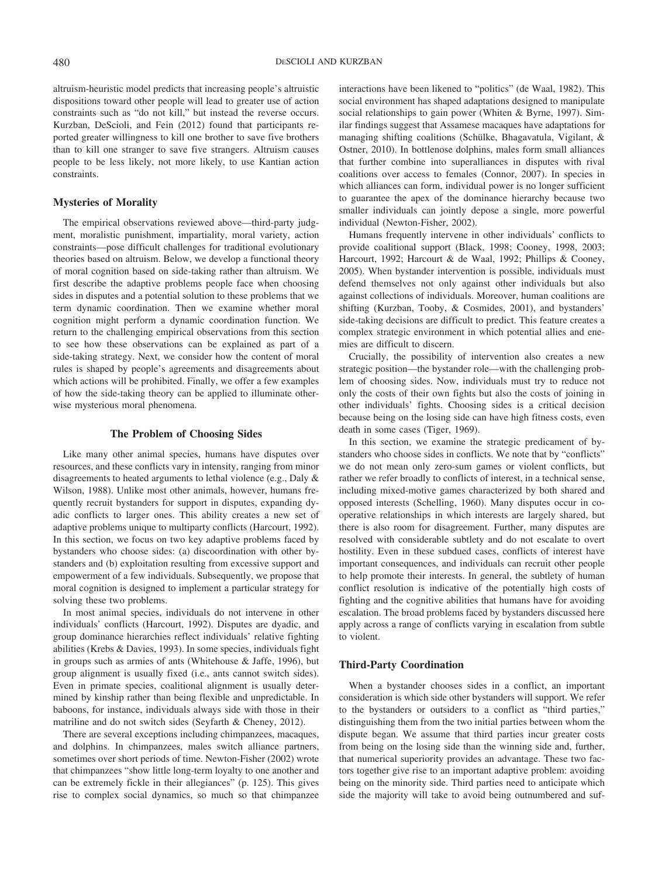altruism-heuristic model predicts that increasing people's altruistic dispositions toward other people will lead to greater use of action constraints such as "do not kill," but instead the reverse occurs. Kurzban, DeScioli, and Fein (2012) found that participants reported greater willingness to kill one brother to save five brothers than to kill one stranger to save five strangers. Altruism causes people to be less likely, not more likely, to use Kantian action constraints.

## Mysteries of Morality

The empirical observations reviewed above—third-party judgment, moralistic punishment, impartiality, moral variety, action constraints—pose difficult challenges for traditional evolutionary theories based on altruism. Below, we develop a functional theory of moral cognition based on side-taking rather than altruism. We first describe the adaptive problems people face when choosing sides in disputes and a potential solution to these problems that we term dynamic coordination. Then we examine whether moral cognition might perform a dynamic coordination function. We return to the challenging empirical observations from this section to see how these observations can be explained as part of a side-taking strategy. Next, we consider how the content of moral rules is shaped by people's agreements and disagreements about which actions will be prohibited. Finally, we offer a few examples of how the side-taking theory can be applied to illuminate otherwise mysterious moral phenomena.

# The Problem of Choosing Sides

Like many other animal species, humans have disputes over resources, and these conflicts vary in intensity, ranging from minor disagreements to heated arguments to lethal violence (e.g., Daly & Wilson, 1988). Unlike most other animals, however, humans frequently recruit bystanders for support in disputes, expanding dyadic conflicts to larger ones. This ability creates a new set of adaptive problems unique to multiparty conflicts (Harcourt, 1992). In this section, we focus on two key adaptive problems faced by bystanders who choose sides: (a) discoordination with other bystanders and (b) exploitation resulting from excessive support and empowerment of a few individuals. Subsequently, we propose that moral cognition is designed to implement a particular strategy for solving these two problems.

In most animal species, individuals do not intervene in other individuals' conflicts (Harcourt, 1992). Disputes are dyadic, and group dominance hierarchies reflect individuals' relative fighting abilities (Krebs & Davies, 1993). In some species, individuals fight in groups such as armies of ants (Whitehouse & Jaffe, 1996), but group alignment is usually fixed (i.e., ants cannot switch sides). Even in primate species, coalitional alignment is usually determined by kinship rather than being flexible and unpredictable. In baboons, for instance, individuals always side with those in their matriline and do not switch sides (Seyfarth & Cheney, 2012).

There are several exceptions including chimpanzees, macaques, and dolphins. In chimpanzees, males switch alliance partners, sometimes over short periods of time. Newton-Fisher (2002) wrote that chimpanzees "show little long-term loyalty to one another and can be extremely fickle in their allegiances" (p. 125). This gives rise to complex social dynamics, so much so that chimpanzee interactions have been likened to "politics" (de Waal, 1982). This social environment has shaped adaptations designed to manipulate social relationships to gain power (Whiten & Byrne, 1997). Similar findings suggest that Assamese macaques have adaptations for managing shifting coalitions (Schülke, Bhagavatula, Vigilant, & Ostner, 2010). In bottlenose dolphins, males form small alliances that further combine into superalliances in disputes with rival coalitions over access to females (Connor, 2007). In species in which alliances can form, individual power is no longer sufficient to guarantee the apex of the dominance hierarchy because two smaller individuals can jointly depose a single, more powerful individual (Newton-Fisher, 2002).

Humans frequently intervene in other individuals' conflicts to provide coalitional support (Black, 1998; Cooney, 1998, 2003; Harcourt, 1992; Harcourt & de Waal, 1992; Phillips & Cooney, 2005). When bystander intervention is possible, individuals must defend themselves not only against other individuals but also against collections of individuals. Moreover, human coalitions are shifting (Kurzban, Tooby, & Cosmides, 2001), and bystanders' side-taking decisions are difficult to predict. This feature creates a complex strategic environment in which potential allies and enemies are difficult to discern.

Crucially, the possibility of intervention also creates a new strategic position—the bystander role—with the challenging problem of choosing sides. Now, individuals must try to reduce not only the costs of their own fights but also the costs of joining in other individuals' fights. Choosing sides is a critical decision because being on the losing side can have high fitness costs, even death in some cases (Tiger, 1969).

In this section, we examine the strategic predicament of bystanders who choose sides in conflicts. We note that by "conflicts" we do not mean only zero-sum games or violent conflicts, but rather we refer broadly to conflicts of interest, in a technical sense, including mixed-motive games characterized by both shared and opposed interests (Schelling, 1960). Many disputes occur in cooperative relationships in which interests are largely shared, but there is also room for disagreement. Further, many disputes are resolved with considerable subtlety and do not escalate to overt hostility. Even in these subdued cases, conflicts of interest have important consequences, and individuals can recruit other people to help promote their interests. In general, the subtlety of human conflict resolution is indicative of the potentially high costs of fighting and the cognitive abilities that humans have for avoiding escalation. The broad problems faced by bystanders discussed here apply across a range of conflicts varying in escalation from subtle to violent.

## Third-Party Coordination

When a bystander chooses sides in a conflict, an important consideration is which side other bystanders will support. We refer to the bystanders or outsiders to a conflict as "third parties," distinguishing them from the two initial parties between whom the dispute began. We assume that third parties incur greater costs from being on the losing side than the winning side and, further, that numerical superiority provides an advantage. These two factors together give rise to an important adaptive problem: avoiding being on the minority side. Third parties need to anticipate which side the majority will take to avoid being outnumbered and suf-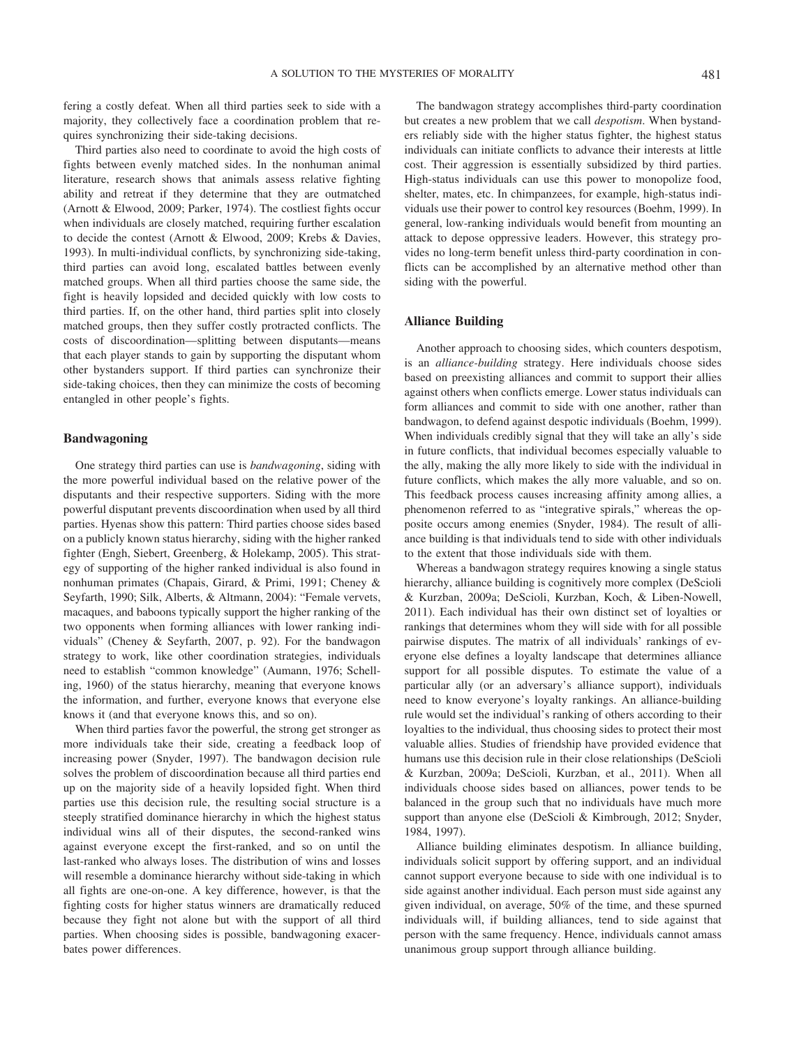fering a costly defeat. When all third parties seek to side with a majority, they collectively face a coordination problem that requires synchronizing their side-taking decisions.

Third parties also need to coordinate to avoid the high costs of fights between evenly matched sides. In the nonhuman animal literature, research shows that animals assess relative fighting ability and retreat if they determine that they are outmatched (Arnott & Elwood, 2009; Parker, 1974). The costliest fights occur when individuals are closely matched, requiring further escalation to decide the contest (Arnott & Elwood, 2009; Krebs & Davies, 1993). In multi-individual conflicts, by synchronizing side-taking, third parties can avoid long, escalated battles between evenly matched groups. When all third parties choose the same side, the fight is heavily lopsided and decided quickly with low costs to third parties. If, on the other hand, third parties split into closely matched groups, then they suffer costly protracted conflicts. The costs of discoordination—splitting between disputants—means that each player stands to gain by supporting the disputant whom other bystanders support. If third parties can synchronize their side-taking choices, then they can minimize the costs of becoming entangled in other people's fights.

### Bandwagoning

One strategy third parties can use is *bandwagoning*, siding with the more powerful individual based on the relative power of the disputants and their respective supporters. Siding with the more powerful disputant prevents discoordination when used by all third parties. Hyenas show this pattern: Third parties choose sides based on a publicly known status hierarchy, siding with the higher ranked fighter (Engh, Siebert, Greenberg, & Holekamp, 2005). This strategy of supporting of the higher ranked individual is also found in nonhuman primates (Chapais, Girard, & Primi, 1991; Cheney & Seyfarth, 1990; Silk, Alberts, & Altmann, 2004): "Female vervets, macaques, and baboons typically support the higher ranking of the two opponents when forming alliances with lower ranking individuals" (Cheney & Seyfarth, 2007, p. 92). For the bandwagon strategy to work, like other coordination strategies, individuals need to establish "common knowledge" (Aumann, 1976; Schelling, 1960) of the status hierarchy, meaning that everyone knows the information, and further, everyone knows that everyone else knows it (and that everyone knows this, and so on).

When third parties favor the powerful, the strong get stronger as more individuals take their side, creating a feedback loop of increasing power (Snyder, 1997). The bandwagon decision rule solves the problem of discoordination because all third parties end up on the majority side of a heavily lopsided fight. When third parties use this decision rule, the resulting social structure is a steeply stratified dominance hierarchy in which the highest status individual wins all of their disputes, the second-ranked wins against everyone except the first-ranked, and so on until the last-ranked who always loses. The distribution of wins and losses will resemble a dominance hierarchy without side-taking in which all fights are one-on-one. A key difference, however, is that the fighting costs for higher status winners are dramatically reduced because they fight not alone but with the support of all third parties. When choosing sides is possible, bandwagoning exacerbates power differences.

The bandwagon strategy accomplishes third-party coordination but creates a new problem that we call *despotism*. When bystanders reliably side with the higher status fighter, the highest status individuals can initiate conflicts to advance their interests at little cost. Their aggression is essentially subsidized by third parties. High-status individuals can use this power to monopolize food, shelter, mates, etc. In chimpanzees, for example, high-status individuals use their power to control key resources (Boehm, 1999). In general, low-ranking individuals would benefit from mounting an attack to depose oppressive leaders. However, this strategy provides no long-term benefit unless third-party coordination in conflicts can be accomplished by an alternative method other than siding with the powerful.

### Alliance Building

Another approach to choosing sides, which counters despotism, is an *alliance-building* strategy. Here individuals choose sides based on preexisting alliances and commit to support their allies against others when conflicts emerge. Lower status individuals can form alliances and commit to side with one another, rather than bandwagon, to defend against despotic individuals (Boehm, 1999). When individuals credibly signal that they will take an ally's side in future conflicts, that individual becomes especially valuable to the ally, making the ally more likely to side with the individual in future conflicts, which makes the ally more valuable, and so on. This feedback process causes increasing affinity among allies, a phenomenon referred to as "integrative spirals," whereas the opposite occurs among enemies (Snyder, 1984). The result of alliance building is that individuals tend to side with other individuals to the extent that those individuals side with them.

Whereas a bandwagon strategy requires knowing a single status hierarchy, alliance building is cognitively more complex (DeScioli & Kurzban, 2009a; DeScioli, Kurzban, Koch, & Liben-Nowell, 2011). Each individual has their own distinct set of loyalties or rankings that determines whom they will side with for all possible pairwise disputes. The matrix of all individuals' rankings of everyone else defines a loyalty landscape that determines alliance support for all possible disputes. To estimate the value of a particular ally (or an adversary's alliance support), individuals need to know everyone's loyalty rankings. An alliance-building rule would set the individual's ranking of others according to their loyalties to the individual, thus choosing sides to protect their most valuable allies. Studies of friendship have provided evidence that humans use this decision rule in their close relationships (DeScioli & Kurzban, 2009a; DeScioli, Kurzban, et al., 2011). When all individuals choose sides based on alliances, power tends to be balanced in the group such that no individuals have much more support than anyone else (DeScioli & Kimbrough, 2012; Snyder, 1984, 1997).

Alliance building eliminates despotism. In alliance building, individuals solicit support by offering support, and an individual cannot support everyone because to side with one individual is to side against another individual. Each person must side against any given individual, on average, 50% of the time, and these spurned individuals will, if building alliances, tend to side against that person with the same frequency. Hence, individuals cannot amass unanimous group support through alliance building.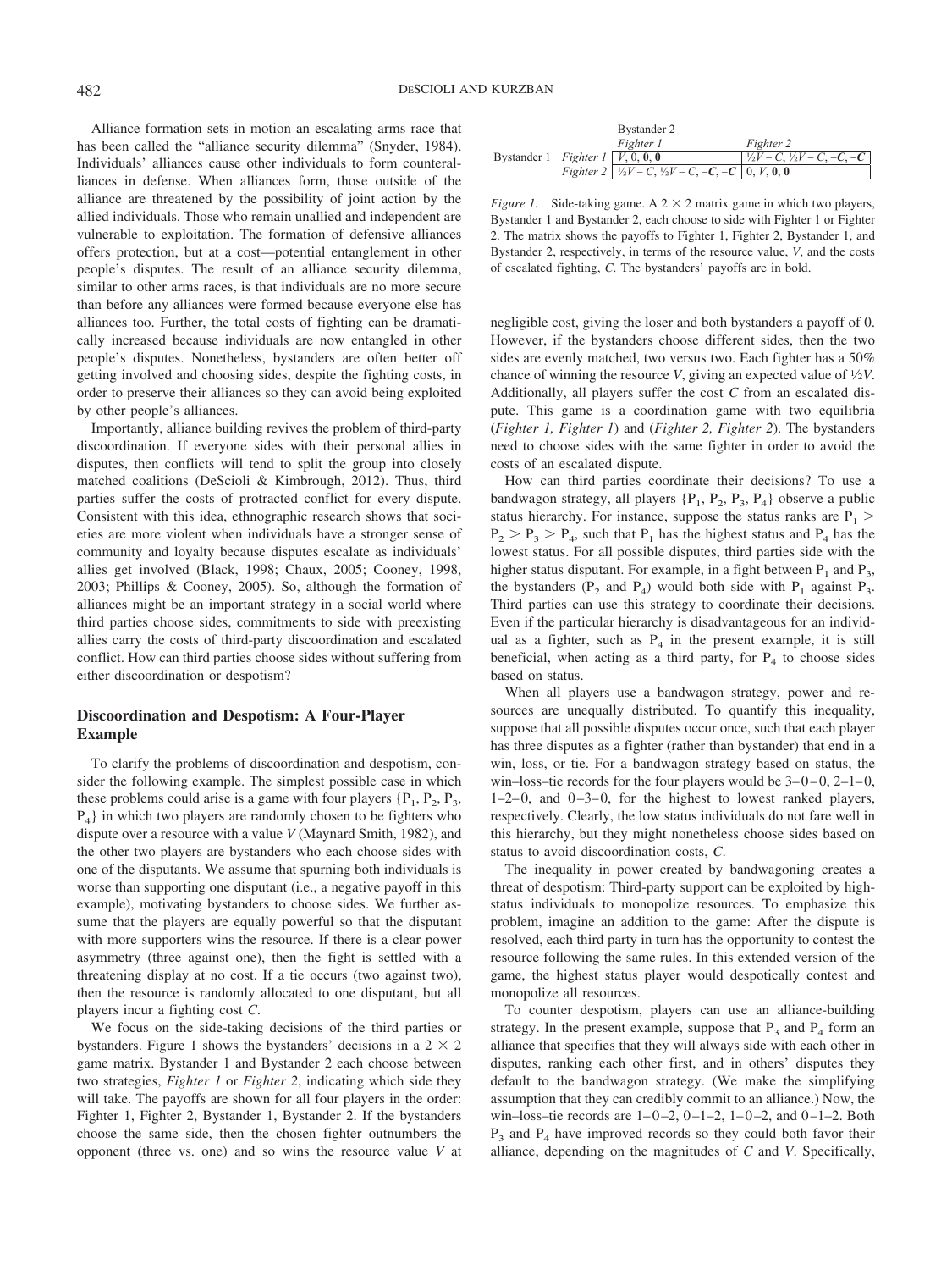Alliance formation sets in motion an escalating arms race that has been called the "alliance security dilemma" (Snyder, 1984). Individuals' alliances cause other individuals to form counteralliances in defense. When alliances form, those outside of the alliance are threatened by the possibility of joint action by the allied individuals. Those who remain unallied and independent are vulnerable to exploitation. The formation of defensive alliances offers protection, but at a cost—potential entanglement in other people's disputes. The result of an alliance security dilemma, similar to other arms races, is that individuals are no more secure than before any alliances were formed because everyone else has alliances too. Further, the total costs of fighting can be dramatically increased because individuals are now entangled in other people's disputes. Nonetheless, bystanders are often better off getting involved and choosing sides, despite the fighting costs, in order to preserve their alliances so they can avoid being exploited by other people's alliances.

Importantly, alliance building revives the problem of third-party discoordination. If everyone sides with their personal allies in disputes, then conflicts will tend to split the group into closely matched coalitions (DeScioli & Kimbrough, 2012). Thus, third parties suffer the costs of protracted conflict for every dispute. Consistent with this idea, ethnographic research shows that societies are more violent when individuals have a stronger sense of community and loyalty because disputes escalate as individuals' allies get involved (Black, 1998; Chaux, 2005; Cooney, 1998, 2003; Phillips & Cooney, 2005). So, although the formation of alliances might be an important strategy in a social world where third parties choose sides, commitments to side with preexisting allies carry the costs of third-party discoordination and escalated conflict. How can third parties choose sides without suffering from either discoordination or despotism?

## Discoordination and Despotism: A Four-Player Example

To clarify the problems of discoordination and despotism, consider the following example. The simplest possible case in which these problems could arise is a game with four players $\{P_1, P_2, P_3, P_4\}$ in which two players are randomly chosen to be fighters who dispute over a resource with a value $V$ (Maynard Smith, 1982), and the other two players are bystanders who each choose sides with one of the disputants. We assume that spurning both individuals is worse than supporting one disputant (i.e., a negative payoff in this example), motivating bystanders to choose sides. We further assume that the players are equally powerful so that the disputant with more supporters wins the resource. If there is a clear power asymmetry (three against one), then the fight is settled with a threatening display at no cost. If a tie occurs (two against two), then the resource is randomly allocated to one disputant, but all players incur a fighting cost $C$.

We focus on the side-taking decisions of the third parties or bystanders. Figure 1 shows the bystanders' decisions in a 2 × 2 game matrix. Bystander 1 and Bystander 2 each choose between two strategies, *Fighter 1* or *Fighter 2*, indicating which side they will take. The payoffs are shown for all four players in the order: Fighter 1, Fighter 2, Bystander 1, Bystander 2. If the bystanders choose the same side, then the chosen fighter outnumbers the opponent (three vs. one) and so wins the resource value $V$ at negligible cost, giving the loser and both bystanders a payoff of 0. However, if the bystanders choose different sides, then the two sides are evenly matched, two versus two. Each fighter has a 50% chance of winning the resource $V$, giving an expected value of $\frac{1}{2}V$. Additionally, all players suffer the cost $C$ from an escalated dispute. This game is a coordination game with two equilibria (*Fighter 1, Fighter 1*) and (*Fighter 2, Fighter 2*). The bystanders need to choose sides with the same fighter in order to avoid the costs of an escalated dispute.

| | | Bystander 2 | |
|---|---|---|---|
| | | *Fighter 1* | *Fighter 2* |
| Bystander 1 | *Fighter 1* | $V$, 0, **0**, **0** | $\frac{1}{2}V - C$, $\frac{1}{2}V - C$, $\mathbf{-C}$, $\mathbf{-C}$ |
| | *Fighter 2* | $\frac{1}{2}V - C$, $\frac{1}{2}V - C$, $\mathbf{-C}$, $\mathbf{-C}$ | 0, $V$, **0**, **0** |

*Figure 1.* Side-taking game. A 2 × 2 matrix game in which two players, Bystander 1 and Bystander 2, each choose to side with Fighter 1 or Fighter 2. The matrix shows the payoffs to Fighter 1, Fighter 2, Bystander 1, and Bystander 2, respectively, in terms of the resource value, $V$, and the costs of escalated fighting, $C$. The bystanders' payoffs are in bold.

How can third parties coordinate their decisions? To use a bandwagon strategy, all players $\{P_1, P_2, P_3, P_4\}$ observe a public status hierarchy. For instance, suppose the status ranks are $P_1 > P_2 > P_3 > P_4$, such that $P_1$ has the highest status and $P_4$ has the lowest status. For all possible disputes, third parties side with the higher status disputant. For example, in a fight between $P_1$ and $P_3$, the bystanders ($P_2$ and $P_4$) would both side with $P_1$ against $P_3$. Third parties can use this strategy to coordinate their decisions. Even if the particular hierarchy is disadvantageous for an individual as a fighter, such as $P_4$ in the present example, it is still beneficial, when acting as a third party, for $P_4$ to choose sides based on status.

When all players use a bandwagon strategy, power and resources are unequally distributed. To quantify this inequality, suppose that all possible disputes occur once, such that each player has three disputes as a fighter (rather than bystander) that end in a win, loss, or tie. For a bandwagon strategy based on status, the win–loss–tie records for the four players would be 3–0–0, 2–1–0, 1–2–0, and 0–3–0, for the highest to lowest ranked players, respectively. Clearly, the low status individuals do not fare well in this hierarchy, but they might nonetheless choose sides based on status to avoid discoordination costs, $C$.

The inequality in power created by bandwagoning creates a threat of despotism: Third-party support can be exploited by high-status individuals to monopolize resources. To emphasize this problem, imagine an addition to the game: After the dispute is resolved, each third party in turn has the opportunity to contest the resource following the same rules. In this extended version of the game, the highest status player would despotically contest and monopolize all resources.

To counter despotism, players can use an alliance-building strategy. In the present example, suppose that $P_3$ and $P_4$ form an alliance that specifies that they will always side with each other in disputes, ranking each other first, and in others' disputes they default to the bandwagon strategy. (We make the simplifying assumption that they can credibly commit to an alliance.) Now, the win–loss–tie records are 1–0–2, 0–1–2, 1–0–2, and 0–1–2. Both $P_3$ and $P_4$ have improved records so they could both favor their alliance, depending on the magnitudes of $C$ and $V$. Specifically,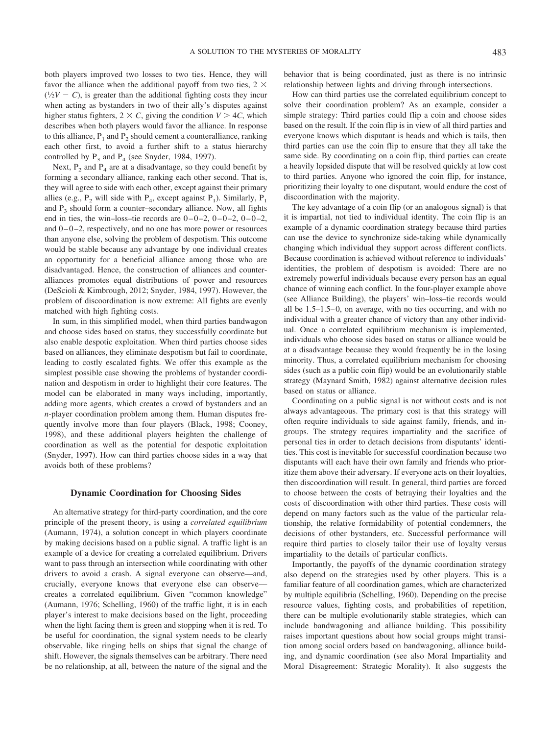both players improved two losses to two ties. Hence, they will favor the alliance when the additional payoff from two ties, $2 \times (\frac{1}{2}V - C)$, is greater than the additional fighting costs they incur when acting as bystanders in two of their ally's disputes against higher status fighters, $2 \times C$, giving the condition $V > 4C$, which describes when both players would favor the alliance. In response to this alliance, $P_1$ and $P_2$ should cement a counteralliance, ranking each other first, to avoid a further shift to a status hierarchy controlled by $P_3$ and $P_4$ (see Snyder, 1984, 1997).

Next, $P_2$ and $P_4$ are at a disadvantage, so they could benefit by forming a secondary alliance, ranking each other second. That is, they will agree to side with each other, except against their primary allies (e.g., $P_2$ will side with $P_4$, except against $P_1$). Similarly, $P_1$ and $P_3$ should form a counter–secondary alliance. Now, all fights end in ties, the win–loss–tie records are 0–0–2, 0–0–2, 0–0–2, and 0–0–2, respectively, and no one has more power or resources than anyone else, solving the problem of despotism. This outcome would be stable because any advantage by one individual creates an opportunity for a beneficial alliance among those who are disadvantaged. Hence, the construction of alliances and counter-alliances promotes equal distributions of power and resources (DeScioli & Kimbrough, 2012; Snyder, 1984, 1997). However, the problem of discoordination is now extreme: All fights are evenly matched with high fighting costs.

In sum, in this simplified model, when third parties bandwagon and choose sides based on status, they successfully coordinate but also enable despotic exploitation. When third parties choose sides based on alliances, they eliminate despotism but fail to coordinate, leading to costly escalated fights. We offer this example as the simplest possible case showing the problems of bystander coordination and despotism in order to highlight their core features. The model can be elaborated in many ways including, importantly, adding more agents, which creates a crowd of bystanders and an *n*-player coordination problem among them. Human disputes frequently involve more than four players (Black, 1998; Cooney, 1998), and these additional players heighten the challenge of coordination as well as the potential for despotic exploitation (Snyder, 1997). How can third parties choose sides in a way that avoids both of these problems?

## Dynamic Coordination for Choosing Sides

An alternative strategy for third-party coordination, and the core principle of the present theory, is using a *correlated equilibrium* (Aumann, 1974), a solution concept in which players coordinate by making decisions based on a public signal. A traffic light is an example of a device for creating a correlated equilibrium. Drivers want to pass through an intersection while coordinating with other drivers to avoid a crash. A signal everyone can observe—and, crucially, everyone knows that everyone else can observe—creates a correlated equilibrium. Given "common knowledge" (Aumann, 1976; Schelling, 1960) of the traffic light, it is in each player's interest to make decisions based on the light, proceeding when the light facing them is green and stopping when it is red. To be useful for coordination, the signal system needs to be clearly observable, like ringing bells on ships that signal the change of shift. However, the signals themselves can be arbitrary. There need be no relationship, at all, between the nature of the signal and the behavior that is being coordinated, just as there is no intrinsic relationship between lights and driving through intersections.

How can third parties use the correlated equilibrium concept to solve their coordination problem? As an example, consider a simple strategy: Third parties could flip a coin and choose sides based on the result. If the coin flip is in view of all third parties and everyone knows which disputant is heads and which is tails, then third parties can use the coin flip to ensure that they all take the same side. By coordinating on a coin flip, third parties can create a heavily lopsided dispute that will be resolved quickly at low cost to third parties. Anyone who ignored the coin flip, for instance, prioritizing their loyalty to one disputant, would endure the cost of discoordination with the majority.

The key advantage of a coin flip (or an analogous signal) is that it is impartial, not tied to individual identity. The coin flip is an example of a dynamic coordination strategy because third parties can use the device to synchronize side-taking while dynamically changing which individual they support across different conflicts. Because coordination is achieved without reference to individuals' identities, the problem of despotism is avoided: There are no extremely powerful individuals because every person has an equal chance of winning each conflict. In the four-player example above (see Alliance Building), the players' win–loss–tie records would all be 1.5–1.5–0, on average, with no ties occurring, and with no individual with a greater chance of victory than any other individual. Once a correlated equilibrium mechanism is implemented, individuals who choose sides based on status or alliance would be at a disadvantage because they would frequently be in the losing minority. Thus, a correlated equilibrium mechanism for choosing sides (such as a public coin flip) would be an evolutionarily stable strategy (Maynard Smith, 1982) against alternative decision rules based on status or alliance.

Coordinating on a public signal is not without costs and is not always advantageous. The primary cost is that this strategy will often require individuals to side against family, friends, and in-groups. The strategy requires impartiality and the sacrifice of personal ties in order to detach decisions from disputants' identities. This cost is inevitable for successful coordination because two disputants will each have their own family and friends who prioritize them above their adversary. If everyone acts on their loyalties, then discoordination will result. In general, third parties are forced to choose between the costs of betraying their loyalties and the costs of discoordination with other third parties. These costs will depend on many factors such as the value of the particular relationship, the relative formidability of potential condemners, the decisions of other bystanders, etc. Successful performance will require third parties to closely tailor their use of loyalty versus impartiality to the details of particular conflicts.

Importantly, the payoffs of the dynamic coordination strategy also depend on the strategies used by other players. This is a familiar feature of all coordination games, which are characterized by multiple equilibria (Schelling, 1960). Depending on the precise resource values, fighting costs, and probabilities of repetition, there can be multiple evolutionarily stable strategies, which can include bandwagoning and alliance building. This possibility raises important questions about how social groups might transition among social orders based on bandwagoning, alliance building, and dynamic coordination (see also Moral Impartiality and Moral Disagreement: Strategic Morality). It also suggests the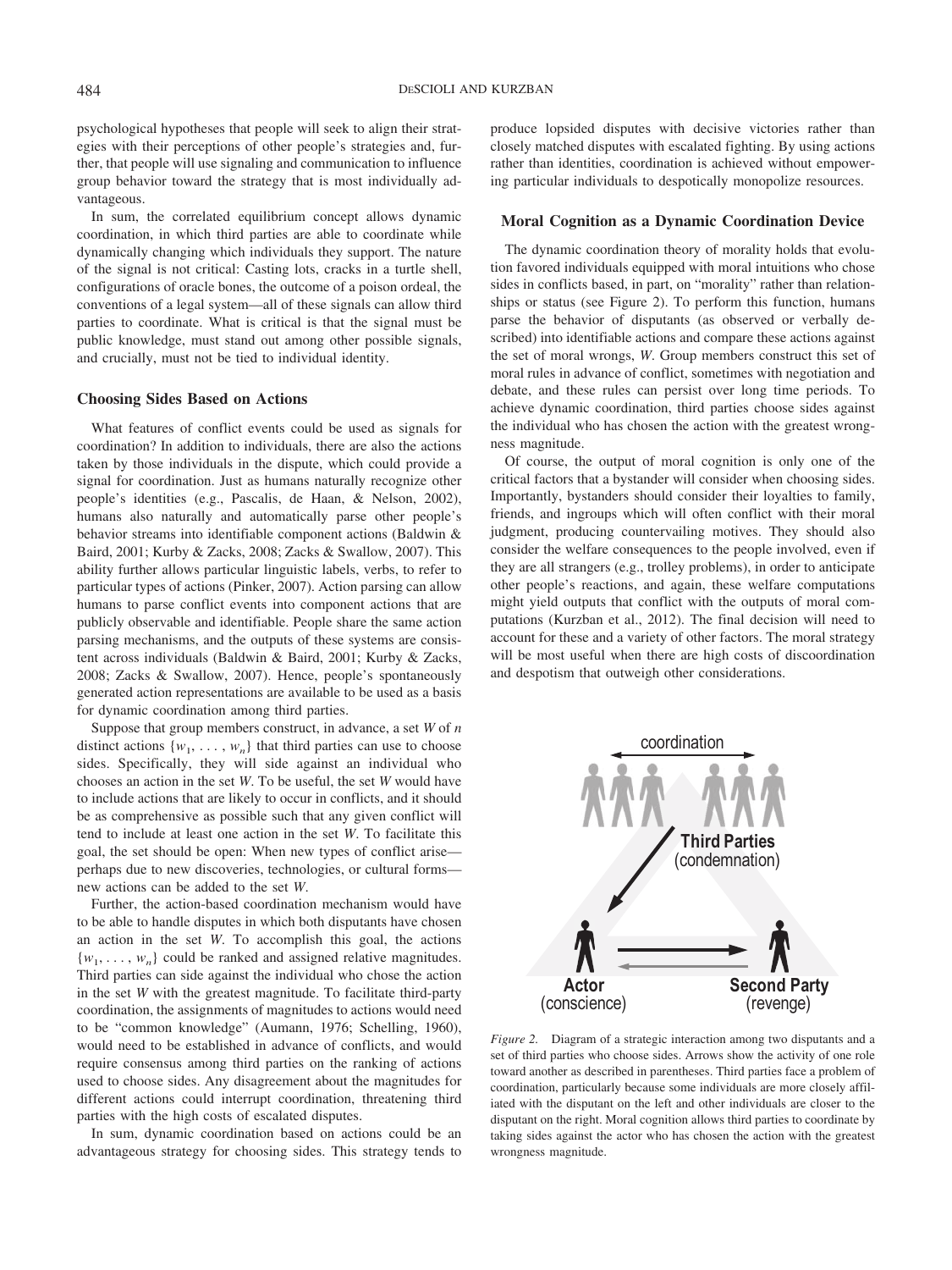psychological hypotheses that people will seek to align their strategies with their perceptions of other people's strategies and, further, that people will use signaling and communication to influence group behavior toward the strategy that is most individually advantageous.

In sum, the correlated equilibrium concept allows dynamic coordination, in which third parties are able to coordinate while dynamically changing which individuals they support. The nature of the signal is not critical: Casting lots, cracks in a turtle shell, configurations of oracle bones, the outcome of a poison ordeal, the conventions of a legal system—all of these signals can allow third parties to coordinate. What is critical is that the signal must be public knowledge, must stand out among other possible signals, and crucially, must not be tied to individual identity.

### Choosing Sides Based on Actions

What features of conflict events could be used as signals for coordination? In addition to individuals, there are also the actions taken by those individuals in the dispute, which could provide a signal for coordination. Just as humans naturally recognize other people's identities (e.g., Pascalis, de Haan, & Nelson, 2002), humans also naturally and automatically parse other people's behavior streams into identifiable component actions (Baldwin & Baird, 2001; Kurby & Zacks, 2008; Zacks & Swallow, 2007). This ability further allows particular linguistic labels, verbs, to refer to particular types of actions (Pinker, 2007). Action parsing can allow humans to parse conflict events into component actions that are publicly observable and identifiable. People share the same action parsing mechanisms, and the outputs of these systems are consistent across individuals (Baldwin & Baird, 2001; Kurby & Zacks, 2008; Zacks & Swallow, 2007). Hence, people's spontaneously generated action representations are available to be used as a basis for dynamic coordination among third parties.

Suppose that group members construct, in advance, a set $W$ of $n$ distinct actions $\{w_1, \ldots, w_n\}$ that third parties can use to choose sides. Specifically, they will side against an individual who chooses an action in the set $W$. To be useful, the set $W$ would have to include actions that are likely to occur in conflicts, and it should be as comprehensive as possible such that any given conflict will tend to include at least one action in the set $W$. To facilitate this goal, the set should be open: When new types of conflict arise—perhaps due to new discoveries, technologies, or cultural forms—new actions can be added to the set $W$.

Further, the action-based coordination mechanism would have to be able to handle disputes in which both disputants have chosen an action in the set $W$. To accomplish this goal, the actions $\{w_1, \ldots, w_n\}$ could be ranked and assigned relative magnitudes. Third parties can side against the individual who chose the action in the set $W$ with the greatest magnitude. To facilitate third-party coordination, the assignments of magnitudes to actions would need to be "common knowledge" (Aumann, 1976; Schelling, 1960), would need to be established in advance of conflicts, and would require consensus among third parties on the ranking of actions used to choose sides. Any disagreement about the magnitudes for different actions could interrupt coordination, threatening third parties with the high costs of escalated disputes.

In sum, dynamic coordination based on actions could be an advantageous strategy for choosing sides. This strategy tends to produce lopsided disputes with decisive victories rather than closely matched disputes with escalated fighting. By using actions rather than identities, coordination is achieved without empowering particular individuals to despotically monopolize resources.

### Moral Cognition as a Dynamic Coordination Device

The dynamic coordination theory of morality holds that evolution favored individuals equipped with moral intuitions who chose sides in conflicts based, in part, on "morality" rather than relationships or status (see Figure 2). To perform this function, humans parse the behavior of disputants (as observed or verbally described) into identifiable actions and compare these actions against the set of moral wrongs, $W$. Group members construct this set of moral rules in advance of conflict, sometimes with negotiation and debate, and these rules can persist over long time periods. To achieve dynamic coordination, third parties choose sides against the individual who has chosen the action with the greatest wrongness magnitude.

Of course, the output of moral cognition is only one of the critical factors that a bystander will consider when choosing sides. Importantly, bystanders should consider their loyalties to family, friends, and ingroups which will often conflict with their moral judgment, producing countervailing motives. They should also consider the welfare consequences to the people involved, even if they are all strangers (e.g., trolley problems), in order to anticipate other people's reactions, and again, these welfare computations might yield outputs that conflict with the outputs of moral computations (Kurzban et al., 2012). The final decision will need to account for these and a variety of other factors. The moral strategy will be most useful when there are high costs of discoordination and despotism that outweigh other considerations.

coordination

Third Parties
(condemnation)

Actor
(conscience)

Second Party
(revenge)

*Figure 2.* Diagram of a strategic interaction among two disputants and a set of third parties who choose sides. Arrows show the activity of one role toward another as described in parentheses. Third parties face a problem of coordination, particularly because some individuals are more closely affiliated with the disputant on the left and other individuals are closer to the disputant on the right. Moral cognition allows third parties to coordinate by taking sides against the actor who has chosen the action with the greatest wrongness magnitude.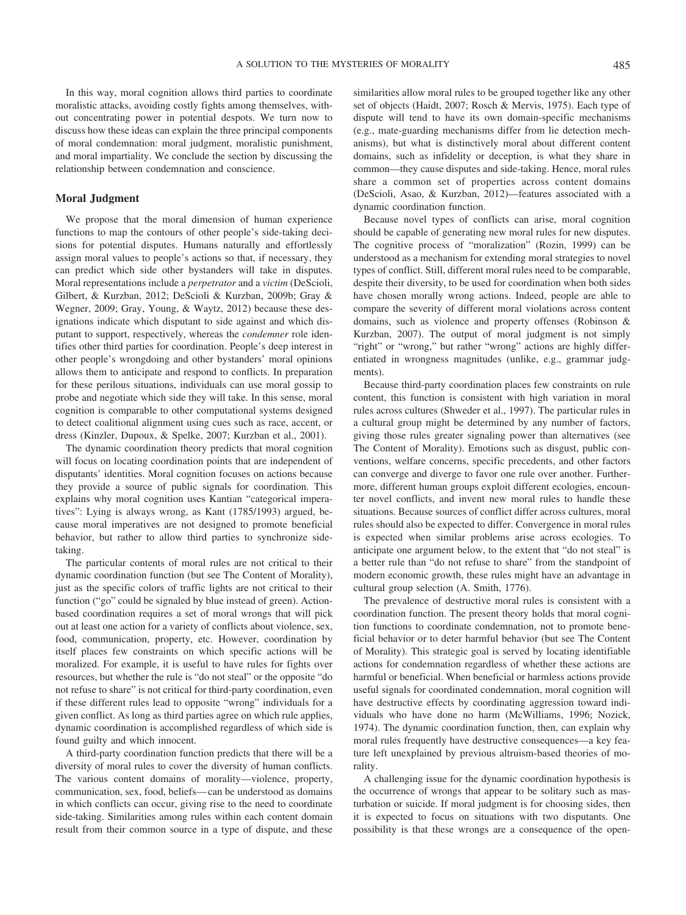In this way, moral cognition allows third parties to coordinate moralistic attacks, avoiding costly fights among themselves, without concentrating power in potential despots. We turn now to discuss how these ideas can explain the three principal components of moral condemnation: moral judgment, moralistic punishment, and moral impartiality. We conclude the section by discussing the relationship between condemnation and conscience.

## Moral Judgment

We propose that the moral dimension of human experience functions to map the contours of other people's side-taking decisions for potential disputes. Humans naturally and effortlessly assign moral values to people's actions so that, if necessary, they can predict which side other bystanders will take in disputes. Moral representations include a *perpetrator* and a *victim* (DeScioli, Gilbert, & Kurzban, 2012; DeScioli & Kurzban, 2009b; Gray & Wegner, 2009; Gray, Young, & Waytz, 2012) because these designations indicate which disputant to side against and which disputant to support, respectively, whereas the *condemner* role identifies other third parties for coordination. People's deep interest in other people's wrongdoing and other bystanders' moral opinions allows them to anticipate and respond to conflicts. In preparation for these perilous situations, individuals can use moral gossip to probe and negotiate which side they will take. In this sense, moral cognition is comparable to other computational systems designed to detect coalitional alignment using cues such as race, accent, or dress (Kinzler, Dupoux, & Spelke, 2007; Kurzban et al., 2001).

The dynamic coordination theory predicts that moral cognition will focus on locating coordination points that are independent of disputants' identities. Moral cognition focuses on actions because they provide a source of public signals for coordination. This explains why moral cognition uses Kantian "categorical imperatives": Lying is always wrong, as Kant (1785/1993) argued, because moral imperatives are not designed to promote beneficial behavior, but rather to allow third parties to synchronize side-taking.

The particular contents of moral rules are not critical to their dynamic coordination function (but see The Content of Morality), just as the specific colors of traffic lights are not critical to their function ("go" could be signaled by blue instead of green). Action-based coordination requires a set of moral wrongs that will pick out at least one action for a variety of conflicts about violence, sex, food, communication, property, etc. However, coordination by itself places few constraints on which specific actions will be moralized. For example, it is useful to have rules for fights over resources, but whether the rule is "do not steal" or the opposite "do not refuse to share" is not critical for third-party coordination, even if these different rules lead to opposite "wrong" individuals for a given conflict. As long as third parties agree on which rule applies, dynamic coordination is accomplished regardless of which side is found guilty and which innocent.

A third-party coordination function predicts that there will be a diversity of moral rules to cover the diversity of human conflicts. The various content domains of morality—violence, property, communication, sex, food, beliefs—can be understood as domains in which conflicts can occur, giving rise to the need to coordinate side-taking. Similarities among rules within each content domain result from their common source in a type of dispute, and these similarities allow moral rules to be grouped together like any other set of objects (Haidt, 2007; Rosch & Mervis, 1975). Each type of dispute will tend to have its own domain-specific mechanisms (e.g., mate-guarding mechanisms differ from lie detection mechanisms), but what is distinctively moral about different content domains, such as infidelity or deception, is what they share in common—they cause disputes and side-taking. Hence, moral rules share a common set of properties across content domains (DeScioli, Asao, & Kurzban, 2012)—features associated with a dynamic coordination function.

Because novel types of conflicts can arise, moral cognition should be capable of generating new moral rules for new disputes. The cognitive process of "moralization" (Rozin, 1999) can be understood as a mechanism for extending moral strategies to novel types of conflict. Still, different moral rules need to be comparable, despite their diversity, to be used for coordination when both sides have chosen morally wrong actions. Indeed, people are able to compare the severity of different moral violations across content domains, such as violence and property offenses (Robinson & Kurzban, 2007). The output of moral judgment is not simply "right" or "wrong," but rather "wrong" actions are highly differentiated in wrongness magnitudes (unlike, e.g., grammar judgments).

Because third-party coordination places few constraints on rule content, this function is consistent with high variation in moral rules across cultures (Shweder et al., 1997). The particular rules in a cultural group might be determined by any number of factors, giving those rules greater signaling power than alternatives (see The Content of Morality). Emotions such as disgust, public conventions, welfare concerns, specific precedents, and other factors can converge and diverge to favor one rule over another. Furthermore, different human groups exploit different ecologies, encounter novel conflicts, and invent new moral rules to handle these situations. Because sources of conflict differ across cultures, moral rules should also be expected to differ. Convergence in moral rules is expected when similar problems arise across ecologies. To anticipate one argument below, to the extent that "do not steal" is a better rule than "do not refuse to share" from the standpoint of modern economic growth, these rules might have an advantage in cultural group selection (A. Smith, 1776).

The prevalence of destructive moral rules is consistent with a coordination function. The present theory holds that moral cognition functions to coordinate condemnation, not to promote beneficial behavior or to deter harmful behavior (but see The Content of Morality). This strategic goal is served by locating identifiable actions for condemnation regardless of whether these actions are harmful or beneficial. When beneficial or harmless actions provide useful signals for coordinated condemnation, moral cognition will have destructive effects by coordinating aggression toward individuals who have done no harm (McWilliams, 1996; Nozick, 1974). The dynamic coordination function, then, can explain why moral rules frequently have destructive consequences—a key feature left unexplained by previous altruism-based theories of morality.

A challenging issue for the dynamic coordination hypothesis is the occurrence of wrongs that appear to be solitary such as masturbation or suicide. If moral judgment is for choosing sides, then it is expected to focus on situations with two disputants. One possibility is that these wrongs are a consequence of the open-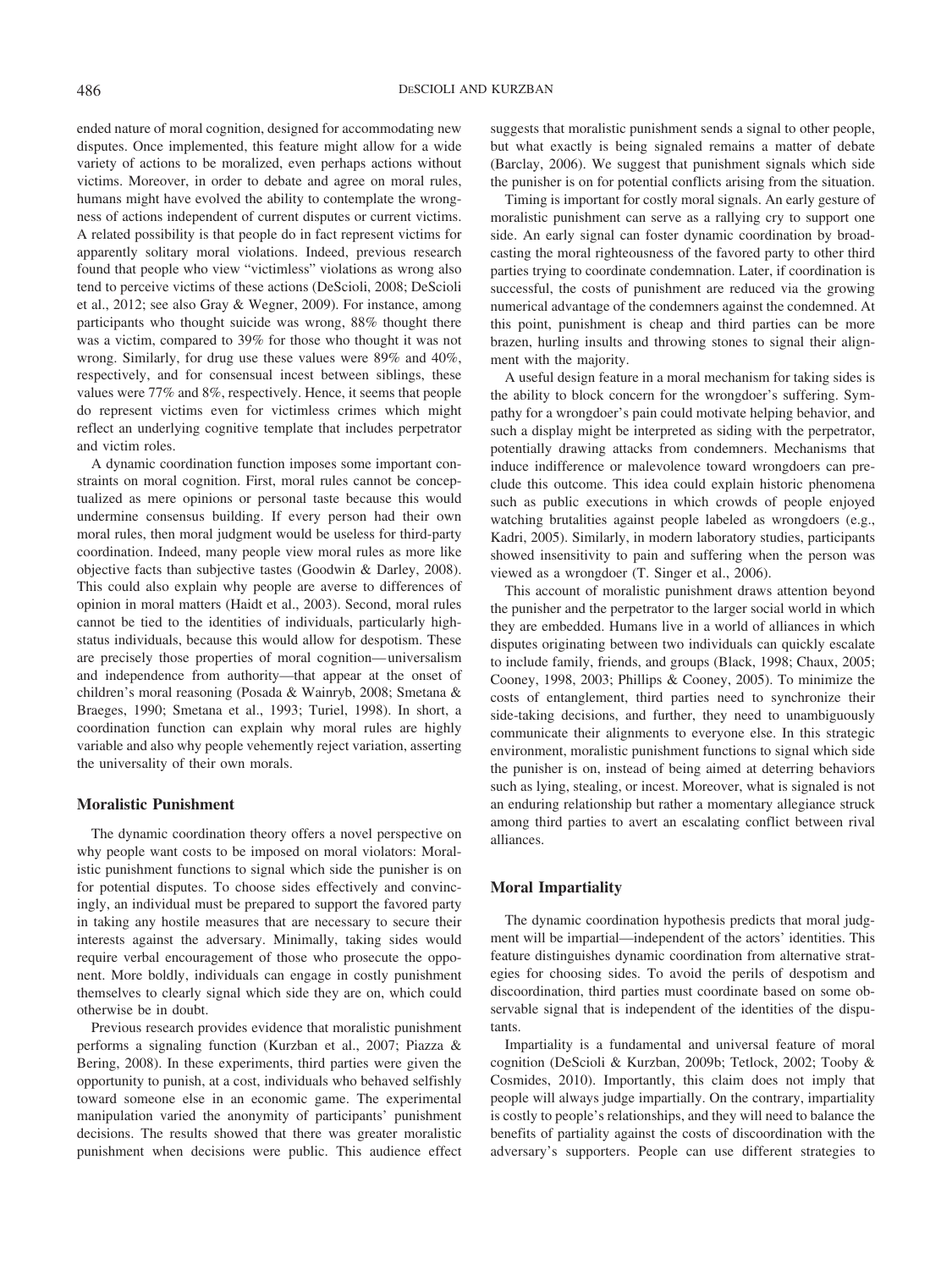ended nature of moral cognition, designed for accommodating new disputes. Once implemented, this feature might allow for a wide variety of actions to be moralized, even perhaps actions without victims. Moreover, in order to debate and agree on moral rules, humans might have evolved the ability to contemplate the wrongness of actions independent of current disputes or current victims. A related possibility is that people do in fact represent victims for apparently solitary moral violations. Indeed, previous research found that people who view "victimless" violations as wrong also tend to perceive victims of these actions (DeScioli, 2008; DeScioli et al., 2012; see also Gray & Wegner, 2009). For instance, among participants who thought suicide was wrong, 88% thought there was a victim, compared to 39% for those who thought it was not wrong. Similarly, for drug use these values were 89% and 40%, respectively, and for consensual incest between siblings, these values were 77% and 8%, respectively. Hence, it seems that people do represent victims even for victimless crimes which might reflect an underlying cognitive template that includes perpetrator and victim roles.

A dynamic coordination function imposes some important constraints on moral cognition. First, moral rules cannot be conceptualized as mere opinions or personal taste because this would undermine consensus building. If every person had their own moral rules, then moral judgment would be useless for third-party coordination. Indeed, many people view moral rules as more like objective facts than subjective tastes (Goodwin & Darley, 2008). This could also explain why people are averse to differences of opinion in moral matters (Haidt et al., 2003). Second, moral rules cannot be tied to the identities of individuals, particularly high-status individuals, because this would allow for despotism. These are precisely those properties of moral cognition—universalism and independence from authority—that appear at the onset of children's moral reasoning (Posada & Wainryb, 2008; Smetana & Braeges, 1990; Smetana et al., 1993; Turiel, 1998). In short, a coordination function can explain why moral rules are highly variable and also why people vehemently reject variation, asserting the universality of their own morals.

### Moralistic Punishment

The dynamic coordination theory offers a novel perspective on why people want costs to be imposed on moral violators: Moralistic punishment functions to signal which side the punisher is on for potential disputes. To choose sides effectively and convincingly, an individual must be prepared to support the favored party in taking any hostile measures that are necessary to secure their interests against the adversary. Minimally, taking sides would require verbal encouragement of those who prosecute the opponent. More boldly, individuals can engage in costly punishment themselves to clearly signal which side they are on, which could otherwise be in doubt.

Previous research provides evidence that moralistic punishment performs a signaling function (Kurzban et al., 2007; Piazza & Bering, 2008). In these experiments, third parties were given the opportunity to punish, at a cost, individuals who behaved selfishly toward someone else in an economic game. The experimental manipulation varied the anonymity of participants' punishment decisions. The results showed that there was greater moralistic punishment when decisions were public. This audience effect suggests that moralistic punishment sends a signal to other people, but what exactly is being signaled remains a matter of debate (Barclay, 2006). We suggest that punishment signals which side the punisher is on for potential conflicts arising from the situation.

Timing is important for costly moral signals. An early gesture of moralistic punishment can serve as a rallying cry to support one side. An early signal can foster dynamic coordination by broadcasting the moral righteousness of the favored party to other third parties trying to coordinate condemnation. Later, if coordination is successful, the costs of punishment are reduced via the growing numerical advantage of the condemners against the condemned. At this point, punishment is cheap and third parties can be more brazen, hurling insults and throwing stones to signal their alignment with the majority.

A useful design feature in a moral mechanism for taking sides is the ability to block concern for the wrongdoer's suffering. Sympathy for a wrongdoer's pain could motivate helping behavior, and such a display might be interpreted as siding with the perpetrator, potentially drawing attacks from condemners. Mechanisms that induce indifference or malevolence toward wrongdoers can preclude this outcome. This idea could explain historic phenomena such as public executions in which crowds of people enjoyed watching brutalities against people labeled as wrongdoers (e.g., Kadri, 2005). Similarly, in modern laboratory studies, participants showed insensitivity to pain and suffering when the person was viewed as a wrongdoer (T. Singer et al., 2006).

This account of moralistic punishment draws attention beyond the punisher and the perpetrator to the larger social world in which they are embedded. Humans live in a world of alliances in which disputes originating between two individuals can quickly escalate to include family, friends, and groups (Black, 1998; Chaux, 2005; Cooney, 1998, 2003; Phillips & Cooney, 2005). To minimize the costs of entanglement, third parties need to synchronize their side-taking decisions, and further, they need to unambiguously communicate their alignments to everyone else. In this strategic environment, moralistic punishment functions to signal which side the punisher is on, instead of being aimed at deterring behaviors such as lying, stealing, or incest. Moreover, what is signaled is not an enduring relationship but rather a momentary allegiance struck among third parties to avert an escalating conflict between rival alliances.

### Moral Impartiality

The dynamic coordination hypothesis predicts that moral judgment will be impartial—independent of the actors' identities. This feature distinguishes dynamic coordination from alternative strategies for choosing sides. To avoid the perils of despotism and discoordination, third parties must coordinate based on some observable signal that is independent of the identities of the disputants.

Impartiality is a fundamental and universal feature of moral cognition (DeScioli & Kurzban, 2009b; Tetlock, 2002; Tooby & Cosmides, 2010). Importantly, this claim does not imply that people will always judge impartially. On the contrary, impartiality is costly to people's relationships, and they will need to balance the benefits of partiality against the costs of discoordination with the adversary's supporters. People can use different strategies to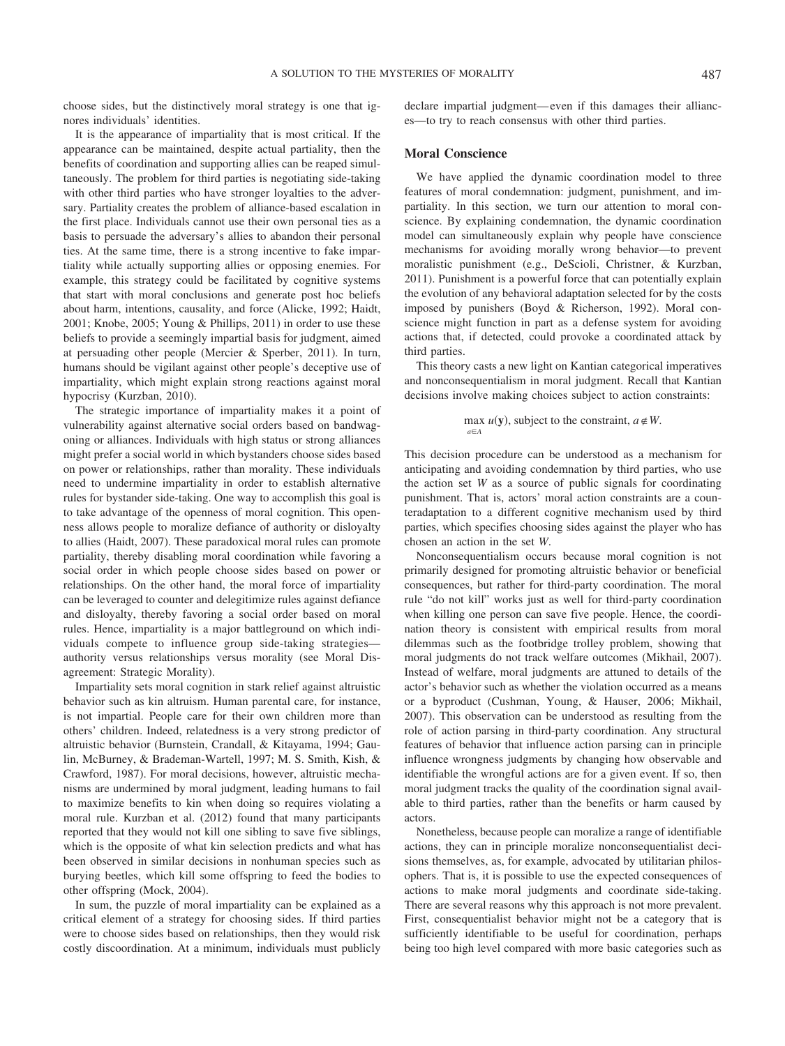choose sides, but the distinctively moral strategy is one that ignores individuals' identities.

It is the appearance of impartiality that is most critical. If the appearance can be maintained, despite actual partiality, then the benefits of coordination and supporting allies can be reaped simultaneously. The problem for third parties is negotiating side-taking with other third parties who have stronger loyalties to the adversary. Partiality creates the problem of alliance-based escalation in the first place. Individuals cannot use their own personal ties as a basis to persuade the adversary's allies to abandon their personal ties. At the same time, there is a strong incentive to fake impartiality while actually supporting allies or opposing enemies. For example, this strategy could be facilitated by cognitive systems that start with moral conclusions and generate post hoc beliefs about harm, intentions, causality, and force (Alicke, 1992; Haidt, 2001; Knobe, 2005; Young & Phillips, 2011) in order to use these beliefs to provide a seemingly impartial basis for judgment, aimed at persuading other people (Mercier & Sperber, 2011). In turn, humans should be vigilant against other people's deceptive use of impartiality, which might explain strong reactions against moral hypocrisy (Kurzban, 2010).

The strategic importance of impartiality makes it a point of vulnerability against alternative social orders based on bandwagoning or alliances. Individuals with high status or strong alliances might prefer a social world in which bystanders choose sides based on power or relationships, rather than morality. These individuals need to undermine impartiality in order to establish alternative rules for bystander side-taking. One way to accomplish this goal is to take advantage of the openness of moral cognition. This openness allows people to moralize defiance of authority or disloyalty to allies (Haidt, 2007). These paradoxical moral rules can promote partiality, thereby disabling moral coordination while favoring a social order in which people choose sides based on power or relationships. On the other hand, the moral force of impartiality can be leveraged to counter and delegitimize rules against defiance and disloyalty, thereby favoring a social order based on moral rules. Hence, impartiality is a major battleground on which individuals compete to influence group side-taking strategies—authority versus relationships versus morality (see Moral Disagreement: Strategic Morality).

Impartiality sets moral cognition in stark relief against altruistic behavior such as kin altruism. Human parental care, for instance, is not impartial. People care for their own children more than others' children. Indeed, relatedness is a very strong predictor of altruistic behavior (Burnstein, Crandall, & Kitayama, 1994; Gaulin, McBurney, & Brademan-Wartell, 1997; M. S. Smith, Kish, & Crawford, 1987). For moral decisions, however, altruistic mechanisms are undermined by moral judgment, leading humans to fail to maximize benefits to kin when doing so requires violating a moral rule. Kurzban et al. (2012) found that many participants reported that they would not kill one sibling to save five siblings, which is the opposite of what kin selection predicts and what has been observed in similar decisions in nonhuman species such as burying beetles, which kill some offspring to feed the bodies to other offspring (Mock, 2004).

In sum, the puzzle of moral impartiality can be explained as a critical element of a strategy for choosing sides. If third parties were to choose sides based on relationships, then they would risk costly discoordination. At a minimum, individuals must publicly declare impartial judgment—even if this damages their alliances—to try to reach consensus with other third parties.

## Moral Conscience

We have applied the dynamic coordination model to three features of moral condemnation: judgment, punishment, and impartiality. In this section, we turn our attention to moral conscience. By explaining condemnation, the dynamic coordination model can simultaneously explain why people have conscience mechanisms for avoiding morally wrong behavior—to prevent moralistic punishment (e.g., DeScioli, Christner, & Kurzban, 2011). Punishment is a powerful force that can potentially explain the evolution of any behavioral adaptation selected for by the costs imposed by punishers (Boyd & Richerson, 1992). Moral conscience might function in part as a defense system for avoiding actions that, if detected, could provoke a coordinated attack by third parties.

This theory casts a new light on Kantian categorical imperatives and nonconsequentialism in moral judgment. Recall that Kantian decisions involve making choices subject to action constraints:

$$\max_{a \in A} u(\mathbf{y}), \text{ subject to the constraint, } a \notin W.$$

This decision procedure can be understood as a mechanism for anticipating and avoiding condemnation by third parties, who use the action set $W$ as a source of public signals for coordinating punishment. That is, actors' moral action constraints are a counteradaptation to a different cognitive mechanism used by third parties, which specifies choosing sides against the player who has chosen an action in the set $W$.

Nonconsequentialism occurs because moral cognition is not primarily designed for promoting altruistic behavior or beneficial consequences, but rather for third-party coordination. The moral rule "do not kill" works just as well for third-party coordination when killing one person can save five people. Hence, the coordination theory is consistent with empirical results from moral dilemmas such as the footbridge trolley problem, showing that moral judgments do not track welfare outcomes (Mikhail, 2007). Instead of welfare, moral judgments are attuned to details of the actor's behavior such as whether the violation occurred as a means or a byproduct (Cushman, Young, & Hauser, 2006; Mikhail, 2007). This observation can be understood as resulting from the role of action parsing in third-party coordination. Any structural features of behavior that influence action parsing can in principle influence wrongness judgments by changing how observable and identifiable the wrongful actions are for a given event. If so, then moral judgment tracks the quality of the coordination signal available to third parties, rather than the benefits or harm caused by actors.

Nonetheless, because people can moralize a range of identifiable actions, they can in principle moralize nonconsequentialist decisions themselves, as, for example, advocated by utilitarian philosophers. That is, it is possible to use the expected consequences of actions to make moral judgments and coordinate side-taking. There are several reasons why this approach is not more prevalent. First, consequentialist behavior might not be a category that is sufficiently identifiable to be useful for coordination, perhaps being too high level compared with more basic categories such as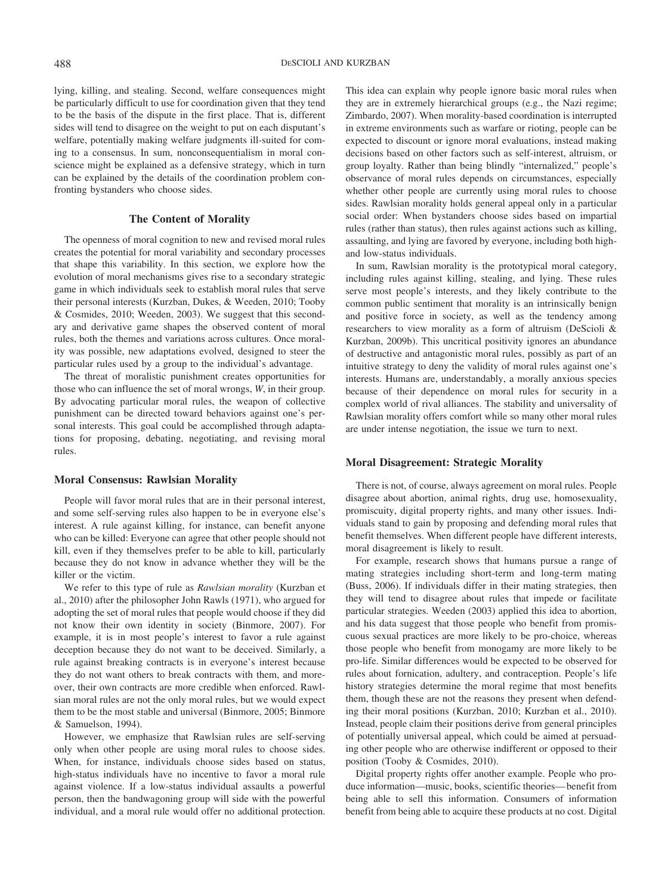lying, killing, and stealing. Second, welfare consequences might be particularly difficult to use for coordination given that they tend to be the basis of the dispute in the first place. That is, different sides will tend to disagree on the weight to put on each disputant's welfare, potentially making welfare judgments ill-suited for coming to a consensus. In sum, nonconsequentialism in moral conscience might be explained as a defensive strategy, which in turn can be explained by the details of the coordination problem confronting bystanders who choose sides.

## The Content of Morality

The openness of moral cognition to new and revised moral rules creates the potential for moral variability and secondary processes that shape this variability. In this section, we explore how the evolution of moral mechanisms gives rise to a secondary strategic game in which individuals seek to establish moral rules that serve their personal interests (Kurzban, Dukes, & Weeden, 2010; Tooby & Cosmides, 2010; Weeden, 2003). We suggest that this secondary and derivative game shapes the observed content of moral rules, both the themes and variations across cultures. Once morality was possible, new adaptations evolved, designed to steer the particular rules used by a group to the individual's advantage.

The threat of moralistic punishment creates opportunities for those who can influence the set of moral wrongs, *W*, in their group. By advocating particular moral rules, the weapon of collective punishment can be directed toward behaviors against one's personal interests. This goal could be accomplished through adaptations for proposing, debating, negotiating, and revising moral rules.

### Moral Consensus: Rawlsian Morality

People will favor moral rules that are in their personal interest, and some self-serving rules also happen to be in everyone else's interest. A rule against killing, for instance, can benefit anyone who can be killed: Everyone can agree that other people should not kill, even if they themselves prefer to be able to kill, particularly because they do not know in advance whether they will be the killer or the victim.

We refer to this type of rule as *Rawlsian morality* (Kurzban et al., 2010) after the philosopher John Rawls (1971), who argued for adopting the set of moral rules that people would choose if they did not know their own identity in society (Binmore, 2007). For example, it is in most people's interest to favor a rule against deception because they do not want to be deceived. Similarly, a rule against breaking contracts is in everyone's interest because they do not want others to break contracts with them, and moreover, their own contracts are more credible when enforced. Rawlsian moral rules are not the only moral rules, but we would expect them to be the most stable and universal (Binmore, 2005; Binmore & Samuelson, 1994).

However, we emphasize that Rawlsian rules are self-serving only when other people are using moral rules to choose sides. When, for instance, individuals choose sides based on status, high-status individuals have no incentive to favor a moral rule against violence. If a low-status individual assaults a powerful person, then the bandwagoning group will side with the powerful individual, and a moral rule would offer no additional protection. This idea can explain why people ignore basic moral rules when they are in extremely hierarchical groups (e.g., the Nazi regime; Zimbardo, 2007). When morality-based coordination is interrupted in extreme environments such as warfare or rioting, people can be expected to discount or ignore moral evaluations, instead making decisions based on other factors such as self-interest, altruism, or group loyalty. Rather than being blindly "internalized," people's observance of moral rules depends on circumstances, especially whether other people are currently using moral rules to choose sides. Rawlsian morality holds general appeal only in a particular social order: When bystanders choose sides based on impartial rules (rather than status), then rules against actions such as killing, assaulting, and lying are favored by everyone, including both high- and low-status individuals.

In sum, Rawlsian morality is the prototypical moral category, including rules against killing, stealing, and lying. These rules serve most people's interests, and they likely contribute to the common public sentiment that morality is an intrinsically benign and positive force in society, as well as the tendency among researchers to view morality as a form of altruism (DeScioli & Kurzban, 2009b). This uncritical positivity ignores an abundance of destructive and antagonistic moral rules, possibly as part of an intuitive strategy to deny the validity of moral rules against one's interests. Humans are, understandably, a morally anxious species because of their dependence on moral rules for security in a complex world of rival alliances. The stability and universality of Rawlsian morality offers comfort while so many other moral rules are under intense negotiation, the issue we turn to next.

### Moral Disagreement: Strategic Morality

There is not, of course, always agreement on moral rules. People disagree about abortion, animal rights, drug use, homosexuality, promiscuity, digital property rights, and many other issues. Individuals stand to gain by proposing and defending moral rules that benefit themselves. When different people have different interests, moral disagreement is likely to result.

For example, research shows that humans pursue a range of mating strategies including short-term and long-term mating (Buss, 2006). If individuals differ in their mating strategies, then they will tend to disagree about rules that impede or facilitate particular strategies. Weeden (2003) applied this idea to abortion, and his data suggest that those people who benefit from promiscuous sexual practices are more likely to be pro-choice, whereas those people who benefit from monogamy are more likely to be pro-life. Similar differences would be expected to be observed for rules about fornication, adultery, and contraception. People's life history strategies determine the moral regime that most benefits them, though these are not the reasons they present when defending their moral positions (Kurzban, 2010; Kurzban et al., 2010). Instead, people claim their positions derive from general principles of potentially universal appeal, which could be aimed at persuading other people who are otherwise indifferent or opposed to their position (Tooby & Cosmides, 2010).

Digital property rights offer another example. People who produce information—music, books, scientific theories—benefit from being able to sell this information. Consumers of information benefit from being able to acquire these products at no cost. Digital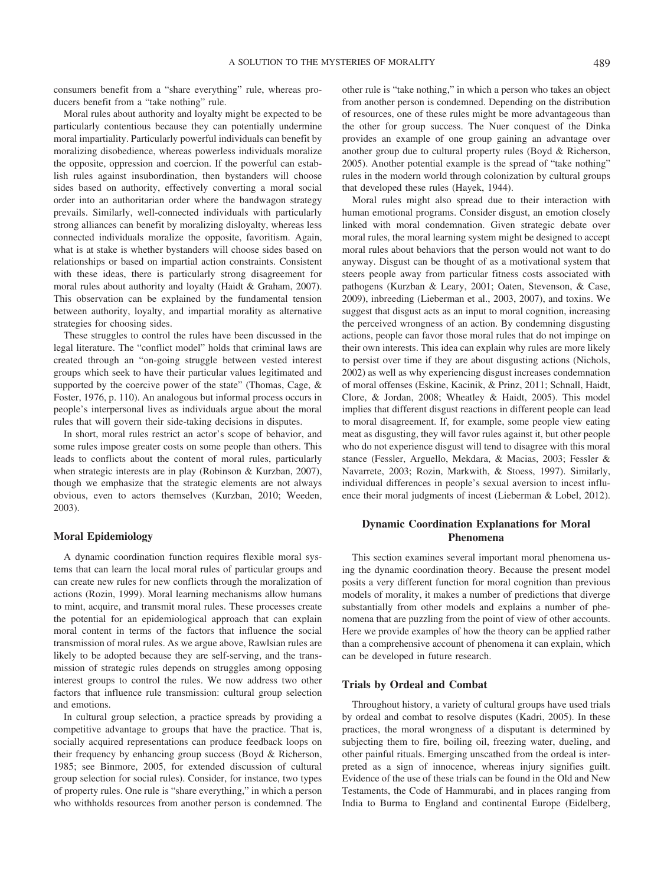consumers benefit from a "share everything" rule, whereas producers benefit from a "take nothing" rule.

Moral rules about authority and loyalty might be expected to be particularly contentious because they can potentially undermine moral impartiality. Particularly powerful individuals can benefit by moralizing disobedience, whereas powerless individuals moralize the opposite, oppression and coercion. If the powerful can establish rules against insubordination, then bystanders will choose sides based on authority, effectively converting a moral social order into an authoritarian order where the bandwagon strategy prevails. Similarly, well-connected individuals with particularly strong alliances can benefit by moralizing disloyalty, whereas less connected individuals moralize the opposite, favoritism. Again, what is at stake is whether bystanders will choose sides based on relationships or based on impartial action constraints. Consistent with these ideas, there is particularly strong disagreement for moral rules about authority and loyalty (Haidt & Graham, 2007). This observation can be explained by the fundamental tension between authority, loyalty, and impartial morality as alternative strategies for choosing sides.

These struggles to control the rules have been discussed in the legal literature. The "conflict model" holds that criminal laws are created through an "on-going struggle between vested interest groups which seek to have their particular values legitimated and supported by the coercive power of the state" (Thomas, Cage, & Foster, 1976, p. 110). An analogous but informal process occurs in people's interpersonal lives as individuals argue about the moral rules that will govern their side-taking decisions in disputes.

In short, moral rules restrict an actor's scope of behavior, and some rules impose greater costs on some people than others. This leads to conflicts about the content of moral rules, particularly when strategic interests are in play (Robinson & Kurzban, 2007), though we emphasize that the strategic elements are not always obvious, even to actors themselves (Kurzban, 2010; Weeden, 2003).

### Moral Epidemiology

A dynamic coordination function requires flexible moral systems that can learn the local moral rules of particular groups and can create new rules for new conflicts through the moralization of actions (Rozin, 1999). Moral learning mechanisms allow humans to mint, acquire, and transmit moral rules. These processes create the potential for an epidemiological approach that can explain moral content in terms of the factors that influence the social transmission of moral rules. As we argue above, Rawlsian rules are likely to be adopted because they are self-serving, and the transmission of strategic rules depends on struggles among opposing interest groups to control the rules. We now address two other factors that influence rule transmission: cultural group selection and emotions.

In cultural group selection, a practice spreads by providing a competitive advantage to groups that have the practice. That is, socially acquired representations can produce feedback loops on their frequency by enhancing group success (Boyd & Richerson, 1985; see Binmore, 2005, for extended discussion of cultural group selection for social rules). Consider, for instance, two types of property rules. One rule is "share everything," in which a person who withholds resources from another person is condemned. The other rule is "take nothing," in which a person who takes an object from another person is condemned. Depending on the distribution of resources, one of these rules might be more advantageous than the other for group success. The Nuer conquest of the Dinka provides an example of one group gaining an advantage over another group due to cultural property rules (Boyd & Richerson, 2005). Another potential example is the spread of "take nothing" rules in the modern world through colonization by cultural groups that developed these rules (Hayek, 1944).

Moral rules might also spread due to their interaction with human emotional programs. Consider disgust, an emotion closely linked with moral condemnation. Given strategic debate over moral rules, the moral learning system might be designed to accept moral rules about behaviors that the person would not want to do anyway. Disgust can be thought of as a motivational system that steers people away from particular fitness costs associated with pathogens (Kurzban & Leary, 2001; Oaten, Stevenson, & Case, 2009), inbreeding (Lieberman et al., 2003, 2007), and toxins. We suggest that disgust acts as an input to moral cognition, increasing the perceived wrongness of an action. By condemning disgusting actions, people can favor those moral rules that do not impinge on their own interests. This idea can explain why rules are more likely to persist over time if they are about disgusting actions (Nichols, 2002) as well as why experiencing disgust increases condemnation of moral offenses (Eskine, Kacinik, & Prinz, 2011; Schnall, Haidt, Clore, & Jordan, 2008; Wheatley & Haidt, 2005). This model implies that different disgust reactions in different people can lead to moral disagreement. If, for example, some people view eating meat as disgusting, they will favor rules against it, but other people who do not experience disgust will tend to disagree with this moral stance (Fessler, Arguello, Mekdara, & Macias, 2003; Fessler & Navarrete, 2003; Rozin, Markwith, & Stoess, 1997). Similarly, individual differences in people's sexual aversion to incest influence their moral judgments of incest (Lieberman & Lobel, 2012).

## Dynamic Coordination Explanations for Moral Phenomena

This section examines several important moral phenomena using the dynamic coordination theory. Because the present model posits a very different function for moral cognition than previous models of morality, it makes a number of predictions that diverge substantially from other models and explains a number of phenomena that are puzzling from the point of view of other accounts. Here we provide examples of how the theory can be applied rather than a comprehensive account of phenomena it can explain, which can be developed in future research.

### Trials by Ordeal and Combat

Throughout history, a variety of cultural groups have used trials by ordeal and combat to resolve disputes (Kadri, 2005). In these practices, the moral wrongness of a disputant is determined by subjecting them to fire, boiling oil, freezing water, dueling, and other painful rituals. Emerging unscathed from the ordeal is interpreted as a sign of innocence, whereas injury signifies guilt. Evidence of the use of these trials can be found in the Old and New Testaments, the Code of Hammurabi, and in places ranging from India to Burma to England and continental Europe (Eidelberg,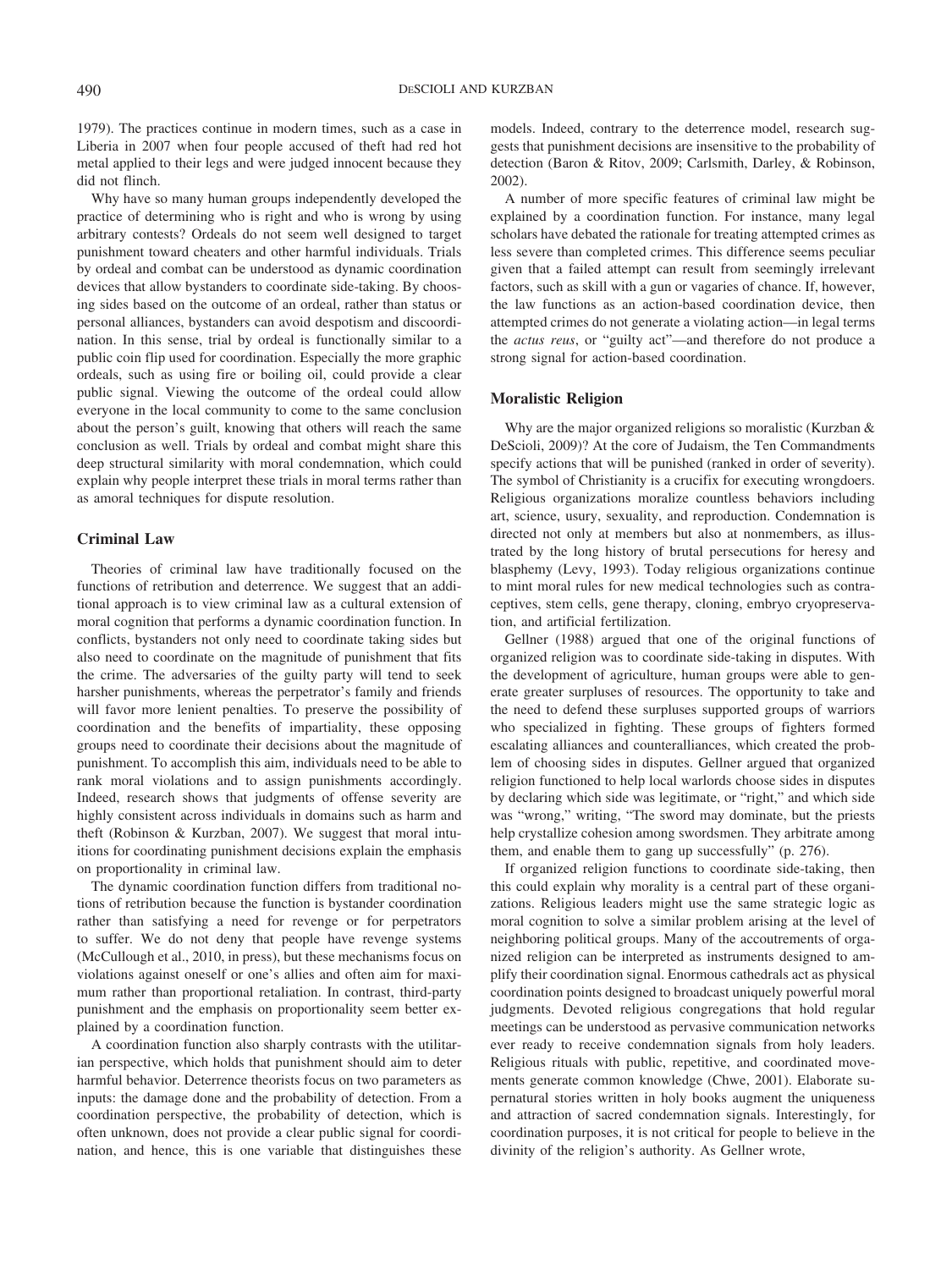1979). The practices continue in modern times, such as a case in Liberia in 2007 when four people accused of theft had red hot metal applied to their legs and were judged innocent because they did not flinch.

Why have so many human groups independently developed the practice of determining who is right and who is wrong by using arbitrary contests? Ordeals do not seem well designed to target punishment toward cheaters and other harmful individuals. Trials by ordeal and combat can be understood as dynamic coordination devices that allow bystanders to coordinate side-taking. By choosing sides based on the outcome of an ordeal, rather than status or personal alliances, bystanders can avoid despotism and discoordination. In this sense, trial by ordeal is functionally similar to a public coin flip used for coordination. Especially the more graphic ordeals, such as using fire or boiling oil, could provide a clear public signal. Viewing the outcome of the ordeal could allow everyone in the local community to come to the same conclusion about the person's guilt, knowing that others will reach the same conclusion as well. Trials by ordeal and combat might share this deep structural similarity with moral condemnation, which could explain why people interpret these trials in moral terms rather than as amoral techniques for dispute resolution.

### Criminal Law

Theories of criminal law have traditionally focused on the functions of retribution and deterrence. We suggest that an additional approach is to view criminal law as a cultural extension of moral cognition that performs a dynamic coordination function. In conflicts, bystanders not only need to coordinate taking sides but also need to coordinate on the magnitude of punishment that fits the crime. The adversaries of the guilty party will tend to seek harsher punishments, whereas the perpetrator's family and friends will favor more lenient penalties. To preserve the possibility of coordination and the benefits of impartiality, these opposing groups need to coordinate their decisions about the magnitude of punishment. To accomplish this aim, individuals need to be able to rank moral violations and to assign punishments accordingly. Indeed, research shows that judgments of offense severity are highly consistent across individuals in domains such as harm and theft (Robinson & Kurzban, 2007). We suggest that moral intuitions for coordinating punishment decisions explain the emphasis on proportionality in criminal law.

The dynamic coordination function differs from traditional notions of retribution because the function is bystander coordination rather than satisfying a need for revenge or for perpetrators to suffer. We do not deny that people have revenge systems (McCullough et al., 2010, in press), but these mechanisms focus on violations against oneself or one's allies and often aim for maximum rather than proportional retaliation. In contrast, third-party punishment and the emphasis on proportionality seem better explained by a coordination function.

A coordination function also sharply contrasts with the utilitarian perspective, which holds that punishment should aim to deter harmful behavior. Deterrence theorists focus on two parameters as inputs: the damage done and the probability of detection. From a coordination perspective, the probability of detection, which is often unknown, does not provide a clear public signal for coordination, and hence, this is one variable that distinguishes these models. Indeed, contrary to the deterrence model, research suggests that punishment decisions are insensitive to the probability of detection (Baron & Ritov, 2009; Carlsmith, Darley, & Robinson, 2002).

A number of more specific features of criminal law might be explained by a coordination function. For instance, many legal scholars have debated the rationale for treating attempted crimes as less severe than completed crimes. This difference seems peculiar given that a failed attempt can result from seemingly irrelevant factors, such as skill with a gun or vagaries of chance. If, however, the law functions as an action-based coordination device, then attempted crimes do not generate a violating action—in legal terms the *actus reus*, or "guilty act"—and therefore do not produce a strong signal for action-based coordination.

### Moralistic Religion

Why are the major organized religions so moralistic (Kurzban & DeScioli, 2009)? At the core of Judaism, the Ten Commandments specify actions that will be punished (ranked in order of severity). The symbol of Christianity is a crucifix for executing wrongdoers. Religious organizations moralize countless behaviors including art, science, usury, sexuality, and reproduction. Condemnation is directed not only at members but also at nonmembers, as illustrated by the long history of brutal persecutions for heresy and blasphemy (Levy, 1993). Today religious organizations continue to mint moral rules for new medical technologies such as contraceptives, stem cells, gene therapy, cloning, embryo cryopreservation, and artificial fertilization.

Gellner (1988) argued that one of the original functions of organized religion was to coordinate side-taking in disputes. With the development of agriculture, human groups were able to generate greater surpluses of resources. The opportunity to take and the need to defend these surpluses supported groups of warriors who specialized in fighting. These groups of fighters formed escalating alliances and counteralliances, which created the problem of choosing sides in disputes. Gellner argued that organized religion functioned to help local warlords choose sides in disputes by declaring which side was legitimate, or "right," and which side was "wrong," writing, "The sword may dominate, but the priests help crystallize cohesion among swordsmen. They arbitrate among them, and enable them to gang up successfully" (p. 276).

If organized religion functions to coordinate side-taking, then this could explain why morality is a central part of these organizations. Religious leaders might use the same strategic logic as moral cognition to solve a similar problem arising at the level of neighboring political groups. Many of the accoutrements of organized religion can be interpreted as instruments designed to amplify their coordination signal. Enormous cathedrals act as physical coordination points designed to broadcast uniquely powerful moral judgments. Devoted religious congregations that hold regular meetings can be understood as pervasive communication networks ever ready to receive condemnation signals from holy leaders. Religious rituals with public, repetitive, and coordinated movements generate common knowledge (Chwe, 2001). Elaborate supernatural stories written in holy books augment the uniqueness and attraction of sacred condemnation signals. Interestingly, for coordination purposes, it is not critical for people to believe in the divinity of the religion's authority. As Gellner wrote,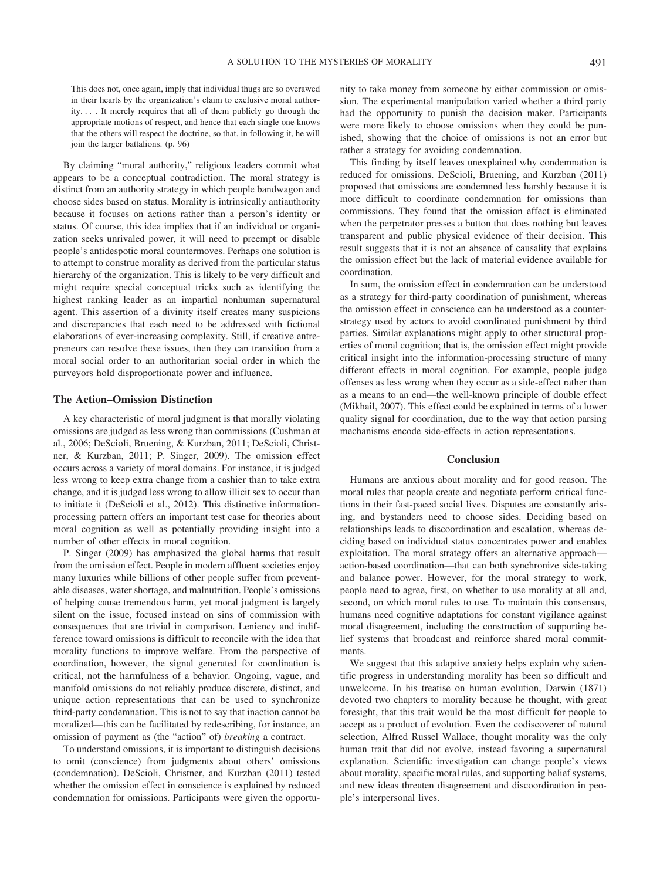This does not, once again, imply that individual thugs are so overawed in their hearts by the organization's claim to exclusive moral authority. . . . It merely requires that all of them publicly go through the appropriate motions of respect, and hence that each single one knows that the others will respect the doctrine, so that, in following it, he will join the larger battalions. (p. 96)

By claiming "moral authority," religious leaders commit what appears to be a conceptual contradiction. The moral strategy is distinct from an authority strategy in which people bandwagon and choose sides based on status. Morality is intrinsically antiauthority because it focuses on actions rather than a person's identity or status. Of course, this idea implies that if an individual or organization seeks unrivaled power, it will need to preempt or disable people's antidespotic moral countermoves. Perhaps one solution is to attempt to construe morality as derived from the particular status hierarchy of the organization. This is likely to be very difficult and might require special conceptual tricks such as identifying the highest ranking leader as an impartial nonhuman supernatural agent. This assertion of a divinity itself creates many suspicions and discrepancies that each need to be addressed with fictional elaborations of ever-increasing complexity. Still, if creative entrepreneurs can resolve these issues, then they can transition from a moral social order to an authoritarian social order in which the purveyors hold disproportionate power and influence.

### The Action–Omission Distinction

A key characteristic of moral judgment is that morally violating omissions are judged as less wrong than commissions (Cushman et al., 2006; DeScioli, Bruening, & Kurzban, 2011; DeScioli, Christner, & Kurzban, 2011; P. Singer, 2009). The omission effect occurs across a variety of moral domains. For instance, it is judged less wrong to keep extra change from a cashier than to take extra change, and it is judged less wrong to allow illicit sex to occur than to initiate it (DeScioli et al., 2012). This distinctive information-processing pattern offers an important test case for theories about moral cognition as well as potentially providing insight into a number of other effects in moral cognition.

P. Singer (2009) has emphasized the global harms that result from the omission effect. People in modern affluent societies enjoy many luxuries while billions of other people suffer from preventable diseases, water shortage, and malnutrition. People's omissions of helping cause tremendous harm, yet moral judgment is largely silent on the issue, focused instead on sins of commission with consequences that are trivial in comparison. Leniency and indifference toward omissions is difficult to reconcile with the idea that morality functions to improve welfare. From the perspective of coordination, however, the signal generated for coordination is critical, not the harmfulness of a behavior. Ongoing, vague, and manifold omissions do not reliably produce discrete, distinct, and unique action representations that can be used to synchronize third-party condemnation. This is not to say that inaction cannot be moralized—this can be facilitated by redescribing, for instance, an omission of payment as (the "action" of) *breaking* a contract.

To understand omissions, it is important to distinguish decisions to omit (conscience) from judgments about others' omissions (condemnation). DeScioli, Christner, and Kurzban (2011) tested whether the omission effect in conscience is explained by reduced condemnation for omissions. Participants were given the opportunity to take money from someone by either commission or omission. The experimental manipulation varied whether a third party had the opportunity to punish the decision maker. Participants were more likely to choose omissions when they could be punished, showing that the choice of omissions is not an error but rather a strategy for avoiding condemnation.

This finding by itself leaves unexplained why condemnation is reduced for omissions. DeScioli, Bruening, and Kurzban (2011) proposed that omissions are condemned less harshly because it is more difficult to coordinate condemnation for omissions than commissions. They found that the omission effect is eliminated when the perpetrator presses a button that does nothing but leaves transparent and public physical evidence of their decision. This result suggests that it is not an absence of causality that explains the omission effect but the lack of material evidence available for coordination.

In sum, the omission effect in condemnation can be understood as a strategy for third-party coordination of punishment, whereas the omission effect in conscience can be understood as a counter-strategy used by actors to avoid coordinated punishment by third parties. Similar explanations might apply to other structural properties of moral cognition; that is, the omission effect might provide critical insight into the information-processing structure of many different effects in moral cognition. For example, people judge offenses as less wrong when they occur as a side-effect rather than as a means to an end—the well-known principle of double effect (Mikhail, 2007). This effect could be explained in terms of a lower quality signal for coordination, due to the way that action parsing mechanisms encode side-effects in action representations.

## Conclusion

Humans are anxious about morality and for good reason. The moral rules that people create and negotiate perform critical functions in their fast-paced social lives. Disputes are constantly arising, and bystanders need to choose sides. Deciding based on relationships leads to discoordination and escalation, whereas deciding based on individual status concentrates power and enables exploitation. The moral strategy offers an alternative approach—action-based coordination—that can both synchronize side-taking and balance power. However, for the moral strategy to work, people need to agree, first, on whether to use morality at all and, second, on which moral rules to use. To maintain this consensus, humans need cognitive adaptations for constant vigilance against moral disagreement, including the construction of supporting belief systems that broadcast and reinforce shared moral commitments.

We suggest that this adaptive anxiety helps explain why scientific progress in understanding morality has been so difficult and unwelcome. In his treatise on human evolution, Darwin (1871) devoted two chapters to morality because he thought, with great foresight, that this trait would be the most difficult for people to accept as a product of evolution. Even the codiscoverer of natural selection, Alfred Russel Wallace, thought morality was the only human trait that did not evolve, instead favoring a supernatural explanation. Scientific investigation can change people's views about morality, specific moral rules, and supporting belief systems, and new ideas threaten disagreement and discoordination in people's interpersonal lives.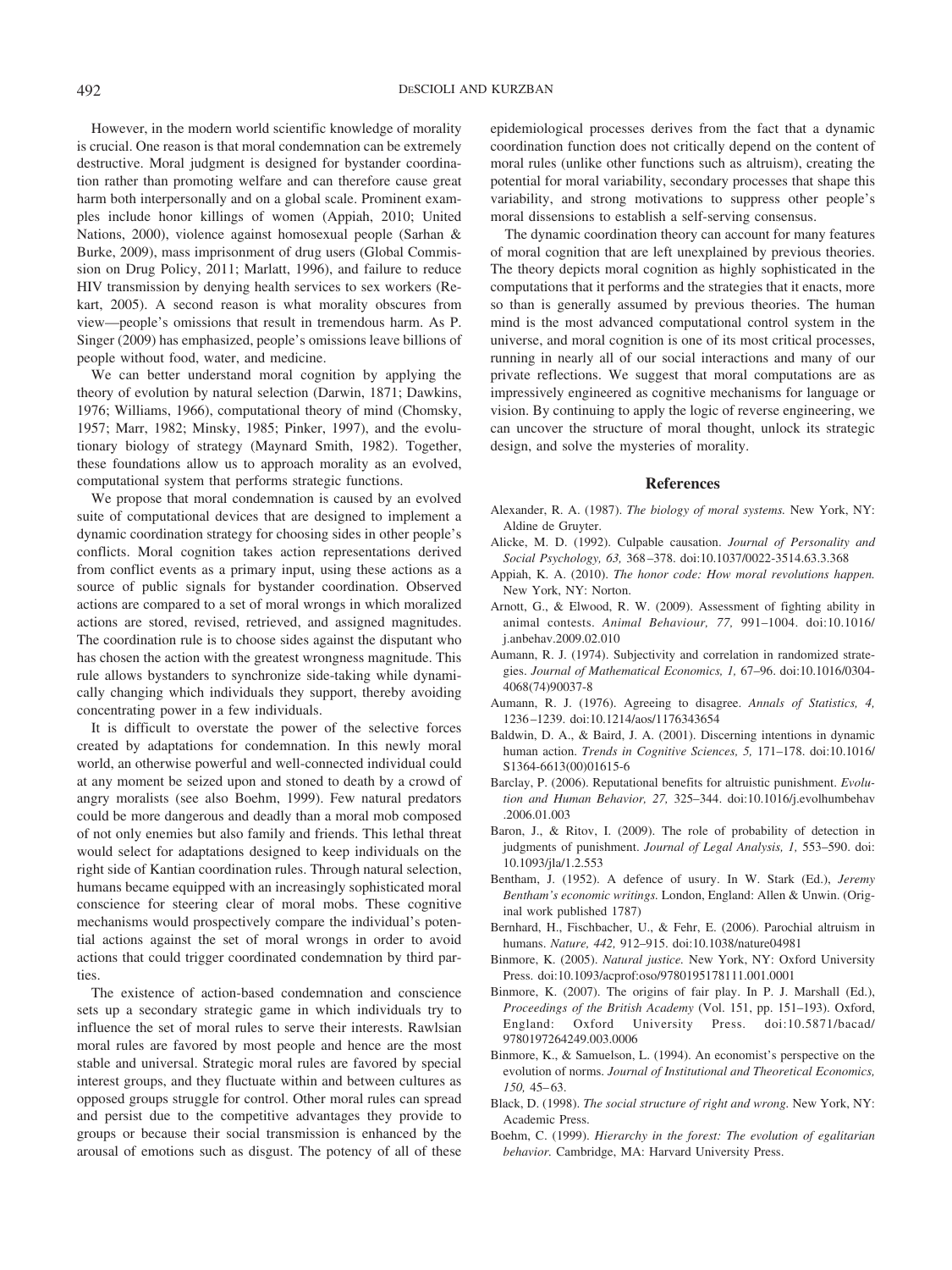However, in the modern world scientific knowledge of morality is crucial. One reason is that moral condemnation can be extremely destructive. Moral judgment is designed for bystander coordination rather than promoting welfare and can therefore cause great harm both interpersonally and on a global scale. Prominent examples include honor killings of women (Appiah, 2010; United Nations, 2000), violence against homosexual people (Sarhan & Burke, 2009), mass imprisonment of drug users (Global Commission on Drug Policy, 2011; Marlatt, 1996), and failure to reduce HIV transmission by denying health services to sex workers (Rekart, 2005). A second reason is what morality obscures from view—people's omissions that result in tremendous harm. As P. Singer (2009) has emphasized, people's omissions leave billions of people without food, water, and medicine.

We can better understand moral cognition by applying the theory of evolution by natural selection (Darwin, 1871; Dawkins, 1976; Williams, 1966), computational theory of mind (Chomsky, 1957; Marr, 1982; Minsky, 1985; Pinker, 1997), and the evolutionary biology of strategy (Maynard Smith, 1982). Together, these foundations allow us to approach morality as an evolved, computational system that performs strategic functions.

We propose that moral condemnation is caused by an evolved suite of computational devices that are designed to implement a dynamic coordination strategy for choosing sides in other people's conflicts. Moral cognition takes action representations derived from conflict events as a primary input, using these actions as a source of public signals for bystander coordination. Observed actions are compared to a set of moral wrongs in which moralized actions are stored, revised, retrieved, and assigned magnitudes. The coordination rule is to choose sides against the disputant who has chosen the action with the greatest wrongness magnitude. This rule allows bystanders to synchronize side-taking while dynamically changing which individuals they support, thereby avoiding concentrating power in a few individuals.

It is difficult to overstate the power of the selective forces created by adaptations for condemnation. In this newly moral world, an otherwise powerful and well-connected individual could at any moment be seized upon and stoned to death by a crowd of angry moralists (see also Boehm, 1999). Few natural predators could be more dangerous and deadly than a moral mob composed of not only enemies but also family and friends. This lethal threat would select for adaptations designed to keep individuals on the right side of Kantian coordination rules. Through natural selection, humans became equipped with an increasingly sophisticated moral conscience for steering clear of moral mobs. These cognitive mechanisms would prospectively compare the individual's potential actions against the set of moral wrongs in order to avoid actions that could trigger coordinated condemnation by third parties.

The existence of action-based condemnation and conscience sets up a secondary strategic game in which individuals try to influence the set of moral rules to serve their interests. Rawlsian moral rules are favored by most people and hence are the most stable and universal. Strategic moral rules are favored by special interest groups, and they fluctuate within and between cultures as opposed groups struggle for control. Other moral rules can spread and persist due to the competitive advantages they provide to groups or because their social transmission is enhanced by the arousal of emotions such as disgust. The potency of all of these epidemiological processes derives from the fact that a dynamic coordination function does not critically depend on the content of moral rules (unlike other functions such as altruism), creating the potential for moral variability, secondary processes that shape this variability, and strong motivations to suppress other people's moral dissensions to establish a self-serving consensus.

The dynamic coordination theory can account for many features of moral cognition that are left unexplained by previous theories. The theory depicts moral cognition as highly sophisticated in the computations that it performs and the strategies that it enacts, more so than is generally assumed by previous theories. The human mind is the most advanced computational control system in the universe, and moral cognition is one of its most critical processes, running in nearly all of our social interactions and many of our private reflections. We suggest that moral computations are as impressively engineered as cognitive mechanisms for language or vision. By continuing to apply the logic of reverse engineering, we can uncover the structure of moral thought, unlock its strategic design, and solve the mysteries of morality.

## References

Alexander, R. A. (1987). *The biology of moral systems.* New York, NY: Aldine de Gruyter.

Alicke, M. D. (1992). Culpable causation. *Journal of Personality and Social Psychology, 63,* 368–378. doi:10.1037/0022-3514.63.3.368

Appiah, K. A. (2010). *The honor code: How moral revolutions happen.* New York, NY: Norton.

Arnott, G., & Elwood, R. W. (2009). Assessment of fighting ability in animal contests. *Animal Behaviour, 77,* 991–1004. doi:10.1016/j.anbehav.2009.02.010

Aumann, R. J. (1974). Subjectivity and correlation in randomized strategies. *Journal of Mathematical Economics, 1,* 67–96. doi:10.1016/0304-4068(74)90037-8

Aumann, R. J. (1976). Agreeing to disagree. *Annals of Statistics, 4,* 1236–1239. doi:10.1214/aos/1176343654

Baldwin, D. A., & Baird, J. A. (2001). Discerning intentions in dynamic human action. *Trends in Cognitive Sciences, 5,* 171–178. doi:10.1016/S1364-6613(00)01615-6

Barclay, P. (2006). Reputational benefits for altruistic punishment. *Evolution and Human Behavior, 27,* 325–344. doi:10.1016/j.evolhumbehav.2006.01.003

Baron, J., & Ritov, I. (2009). The role of probability of detection in judgments of punishment. *Journal of Legal Analysis, 1,* 553–590. doi:10.1093/jla/1.2.553

Bentham, J. (1952). A defence of usury. In W. Stark (Ed.), *Jeremy Bentham's economic writings.* London, England: Allen & Unwin. (Original work published 1787)

Bernhard, H., Fischbacher, U., & Fehr, E. (2006). Parochial altruism in humans. *Nature, 442,* 912–915. doi:10.1038/nature04981

Binmore, K. (2005). *Natural justice.* New York, NY: Oxford University Press. doi:10.1093/acprof:oso/9780195178111.001.0001

Binmore, K. (2007). The origins of fair play. In P. J. Marshall (Ed.), *Proceedings of the British Academy* (Vol. 151, pp. 151–193). Oxford, England: Oxford University Press. doi:10.5871/bacad/9780197264249.003.0006

Binmore, K., & Samuelson, L. (1994). An economist's perspective on the evolution of norms. *Journal of Institutional and Theoretical Economics, 150,* 45–63.

Black, D. (1998). *The social structure of right and wrong.* New York, NY: Academic Press.

Boehm, C. (1999). *Hierarchy in the forest: The evolution of egalitarian behavior.* Cambridge, MA: Harvard University Press.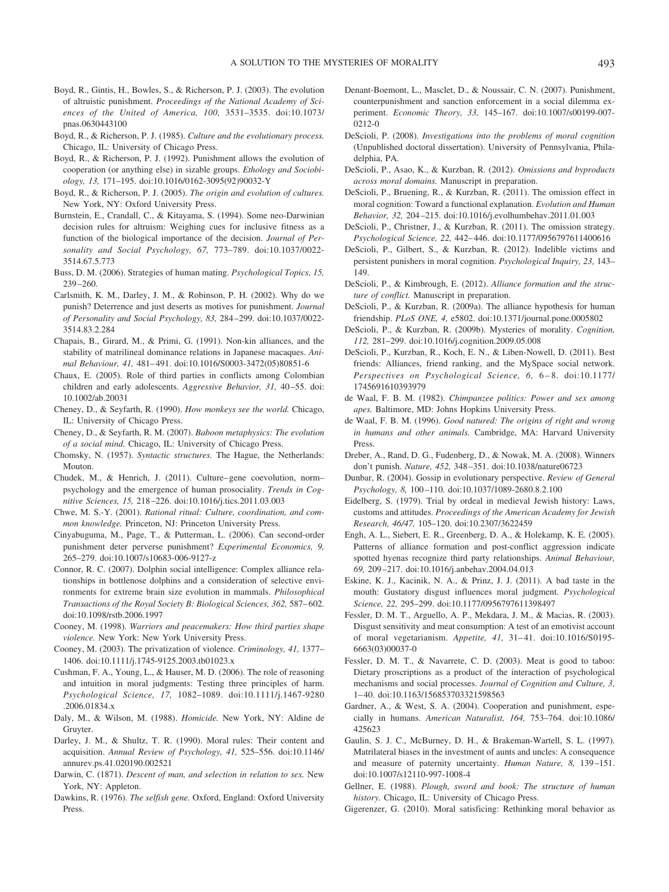Boyd, R., Gintis, H., Bowles, S., & Richerson, P. J. (2003). The evolution of altruistic punishment. *Proceedings of the National Academy of Sciences of the United States of America, 100,* 3531–3535. doi:10.1073/pnas.0630443100

Boyd, R., & Richerson, P. J. (1985). *Culture and the evolutionary process.* Chicago, IL: University of Chicago Press.

Boyd, R., & Richerson, P. J. (1992). Punishment allows the evolution of cooperation (or anything else) in sizable groups. *Ethology and Sociobiology, 13,* 171–195. doi:10.1016/0162-3095(92)90032-Y

Boyd, R., & Richerson, P. J. (2005). *The origin and evolution of cultures.* New York, NY: Oxford University Press.

Burnstein, E., Crandall, C., & Kitayama, S. (1994). Some neo-Darwinian decision rules for altruism: Weighing cues for inclusive fitness as a function of the biological importance of the decision. *Journal of Personality and Social Psychology, 67,* 773–789. doi:10.1037/0022-3514.67.5.773

Buss, D. M. (2006). Strategies of human mating. *Psychological Topics, 15,* 239–260.

Carlsmith, K. M., Darley, J. M., & Robinson, P. H. (2002). Why do we punish? Deterrence and just deserts as motives for punishment. *Journal of Personality and Social Psychology, 83,* 284–299. doi:10.1037/0022-3514.83.2.284

Chapais, B., Girard, M., & Primi, G. (1991). Non-kin alliances, and the stability of matrilineal dominance relations in Japanese macaques. *Animal Behaviour, 41,* 481–491. doi:10.1016/S0003-3472(05)80851-6

Chaux, E. (2005). Role of third parties in conflicts among Colombian children and early adolescents. *Aggressive Behavior, 31,* 40–55. doi:10.1002/ab.20031

Cheney, D., & Seyfarth, R. (1990). *How monkeys see the world.* Chicago, IL: University of Chicago Press.

Cheney, D., & Seyfarth, R. M. (2007). *Baboon metaphysics: The evolution of a social mind.* Chicago, IL: University of Chicago Press.

Chomsky, N. (1957). *Syntactic structures.* The Hague, the Netherlands: Mouton.

Chudek, M., & Henrich, J. (2011). Culture–gene coevolution, norm–psychology and the emergence of human prosociality. *Trends in Cognitive Sciences, 15,* 218–226. doi:10.1016/j.tics.2011.03.003

Chwe, M. S.-Y. (2001). *Rational ritual: Culture, coordination, and common knowledge.* Princeton, NJ: Princeton University Press.

Cinyabuguma, M., Page, T., & Putterman, L. (2006). Can second-order punishment deter perverse punishment? *Experimental Economics, 9,* 265–279. doi:10.1007/s10683-006-9127-z

Connor, R. C. (2007). Dolphin social intelligence: Complex alliance relationships in bottlenose dolphins and a consideration of selective environments for extreme brain size evolution in mammals. *Philosophical Transactions of the Royal Society B: Biological Sciences, 362,* 587–602. doi:10.1098/rstb.2006.1997

Cooney, M. (1998). *Warriors and peacemakers: How third parties shape violence.* New York: New York University Press.

Cooney, M. (2003). The privatization of violence. *Criminology, 41,* 1377–1406. doi:10.1111/j.1745-9125.2003.tb01023.x

Cushman, F. A., Young, L., & Hauser, M. D. (2006). The role of reasoning and intuition in moral judgments: Testing three principles of harm. *Psychological Science, 17,* 1082–1089. doi:10.1111/j.1467-9280.2006.01834.x

Daly, M., & Wilson, M. (1988). *Homicide.* New York, NY: Aldine de Gruyter.

Darley, J. M., & Shultz, T. R. (1990). Moral rules: Their content and acquisition. *Annual Review of Psychology, 41,* 525–556. doi:10.1146/annurev.ps.41.020190.002521

Darwin, C. (1871). *Descent of man, and selection in relation to sex.* New York, NY: Appleton.

Dawkins, R. (1976). *The selfish gene.* Oxford, England: Oxford University Press.

Denant-Boemont, L., Masclet, D., & Noussair, C. N. (2007). Punishment, counterpunishment and sanction enforcement in a social dilemma experiment. *Economic Theory, 33,* 145–167. doi:10.1007/s00199-007-0212-0

DeScioli, P. (2008). *Investigations into the problems of moral cognition* (Unpublished doctoral dissertation). University of Pennsylvania, Philadelphia, PA.

DeScioli, P., Asao, K., & Kurzban, R. (2012). *Omissions and byproducts across moral domains.* Manuscript in preparation.

DeScioli, P., Bruening, R., & Kurzban, R. (2011). The omission effect in moral cognition: Toward a functional explanation. *Evolution and Human Behavior, 32,* 204–215. doi:10.1016/j.evolhumbehav.2011.01.003

DeScioli, P., Christner, J., & Kurzban, R. (2011). The omission strategy. *Psychological Science, 22,* 442–446. doi:10.1177/0956797611400616

DeScioli, P., Gilbert, S., & Kurzban, R. (2012). Indelible victims and persistent punishers in moral cognition. *Psychological Inquiry, 23,* 143–149.

DeScioli, P., & Kimbrough, E. (2012). *Alliance formation and the structure of conflict.* Manuscript in preparation.

DeScioli, P., & Kurzban, R. (2009a). The alliance hypothesis for human friendship. *PLoS ONE, 4,* e5802. doi:10.1371/journal.pone.0005802

DeScioli, P., & Kurzban, R. (2009b). Mysteries of morality. *Cognition, 112,* 281–299. doi:10.1016/j.cognition.2009.05.008

DeScioli, P., Kurzban, R., Koch, E. N., & Liben-Nowell, D. (2011). Best friends: Alliances, friend ranking, and the MySpace social network. *Perspectives on Psychological Science, 6,* 6–8. doi:10.1177/1745691610393979

de Waal, F. B. M. (1982). *Chimpanzee politics: Power and sex among apes.* Baltimore, MD: Johns Hopkins University Press.

de Waal, F. B. M. (1996). *Good natured: The origins of right and wrong in humans and other animals.* Cambridge, MA: Harvard University Press.

Dreber, A., Rand, D. G., Fudenberg, D., & Nowak, M. A. (2008). Winners don't punish. *Nature, 452,* 348–351. doi:10.1038/nature06723

Dunbar, R. (2004). Gossip in evolutionary perspective. *Review of General Psychology, 8,* 100–110. doi:10.1037/1089-2680.8.2.100

Eidelberg, S. (1979). Trial by ordeal in medieval Jewish history: Laws, customs and attitudes. *Proceedings of the American Academy for Jewish Research, 46/47,* 105–120. doi:10.2307/3622459

Engh, A. L., Siebert, E. R., Greenberg, D. A., & Holekamp, K. E. (2005). Patterns of alliance formation and post-conflict aggression indicate spotted hyenas recognize third party relationships. *Animal Behaviour, 69,* 209–217. doi:10.1016/j.anbehav.2004.04.013

Eskine, K. J., Kacinik, N. A., & Prinz, J. J. (2011). A bad taste in the mouth: Gustatory disgust influences moral judgment. *Psychological Science, 22,* 295–299. doi:10.1177/0956797611398497

Fessler, D. M. T., Arguello, A. P., Mekdara, J. M., & Macias, R. (2003). Disgust sensitivity and meat consumption: A test of an emotivist account of moral vegetarianism. *Appetite, 41,* 31–41. doi:10.1016/S0195-6663(03)00037-0

Fessler, D. M. T., & Navarrete, C. D. (2003). Meat is good to taboo: Dietary proscriptions as a product of the interaction of psychological mechanisms and social processes. *Journal of Cognition and Culture, 3,* 1–40. doi:10.1163/156853703321598563

Gardner, A., & West, S. A. (2004). Cooperation and punishment, especially in humans. *American Naturalist, 164,* 753–764. doi:10.1086/425623

Gaulin, S. J. C., McBurney, D. H., & Brakeman-Wartell, S. L. (1997). Matrilateral biases in the investment of aunts and uncles: A consequence and measure of paternity uncertainty. *Human Nature, 8,* 139–151. doi:10.1007/s12110-997-1008-4

Gellner, E. (1988). *Plough, sword and book: The structure of human history.* Chicago, IL: University of Chicago Press.

Gigerenzer, G. (2010). Moral satisficing: Rethinking moral behavior as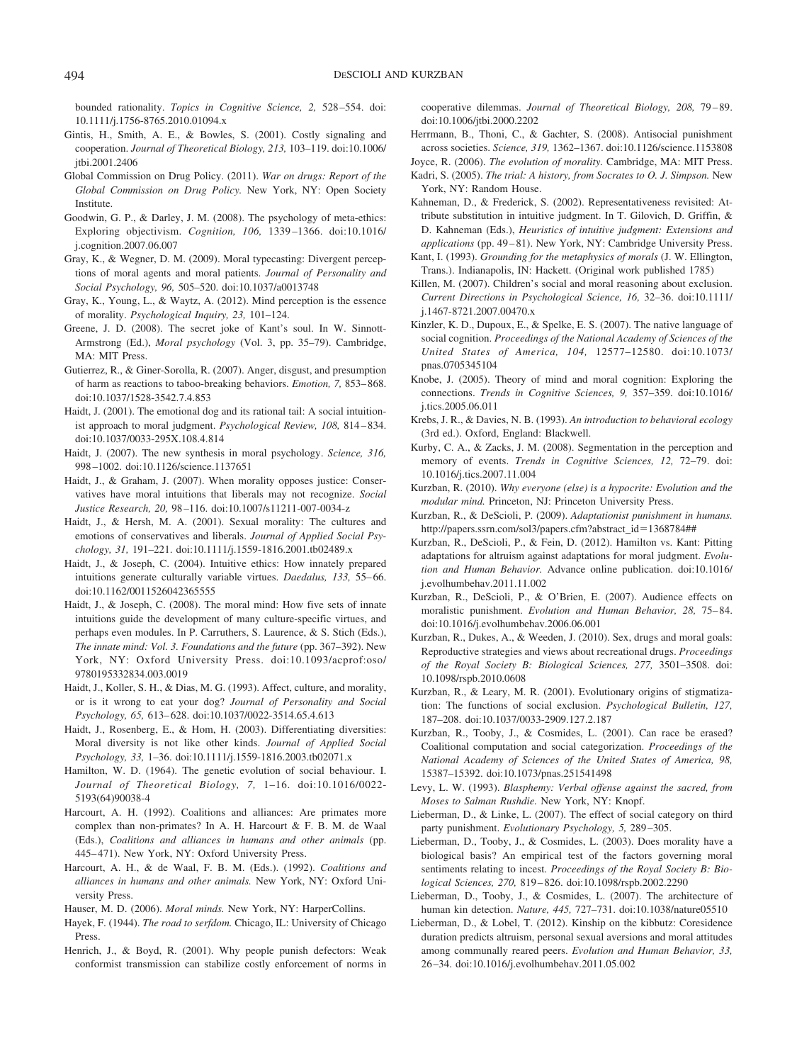bounded rationality. *Topics in Cognitive Science, 2,* 528–554. doi: 10.1111/j.1756-8765.2010.01094.x

Gintis, H., Smith, A. E., & Bowles, S. (2001). Costly signaling and cooperation. *Journal of Theoretical Biology, 213,* 103–119. doi:10.1006/jtbi.2001.2406

Global Commission on Drug Policy. (2011). *War on drugs: Report of the Global Commission on Drug Policy.* New York, NY: Open Society Institute.

Goodwin, G. P., & Darley, J. M. (2008). The psychology of meta-ethics: Exploring objectivism. *Cognition, 106,* 1339–1366. doi:10.1016/j.cognition.2007.06.007

Gray, K., & Wegner, D. M. (2009). Moral typecasting: Divergent perceptions of moral agents and moral patients. *Journal of Personality and Social Psychology, 96,* 505–520. doi:10.1037/a0013748

Gray, K., Young, L., & Waytz, A. (2012). Mind perception is the essence of morality. *Psychological Inquiry, 23,* 101–124.

Greene, J. D. (2008). The secret joke of Kant's soul. In W. Sinnott-Armstrong (Ed.), *Moral psychology* (Vol. 3, pp. 35–79). Cambridge, MA: MIT Press.

Gutierrez, R., & Giner-Sorolla, R. (2007). Anger, disgust, and presumption of harm as reactions to taboo-breaking behaviors. *Emotion, 7,* 853–868. doi:10.1037/1528-3542.7.4.853

Haidt, J. (2001). The emotional dog and its rational tail: A social intuitionist approach to moral judgment. *Psychological Review, 108,* 814–834. doi:10.1037/0033-295X.108.4.814

Haidt, J. (2007). The new synthesis in moral psychology. *Science, 316,* 998–1002. doi:10.1126/science.1137651

Haidt, J., & Graham, J. (2007). When morality opposes justice: Conservatives have moral intuitions that liberals may not recognize. *Social Justice Research, 20,* 98–116. doi:10.1007/s11211-007-0034-z

Haidt, J., & Hersh, M. A. (2001). Sexual morality: The cultures and emotions of conservatives and liberals. *Journal of Applied Social Psychology, 31,* 191–221. doi:10.1111/j.1559-1816.2001.tb02489.x

Haidt, J., & Joseph, C. (2004). Intuitive ethics: How innately prepared intuitions generate culturally variable virtues. *Daedalus, 133,* 55–66. doi:10.1162/0011526042365555

Haidt, J., & Joseph, C. (2008). The moral mind: How five sets of innate intuitions guide the development of many culture-specific virtues, and perhaps even modules. In P. Carruthers, S. Laurence, & S. Stich (Eds.), *The innate mind: Vol. 3. Foundations and the future* (pp. 367–392). New York, NY: Oxford University Press. doi:10.1093/acprof:oso/9780195332834.003.0019

Haidt, J., Koller, S. H., & Dias, M. G. (1993). Affect, culture, and morality, or is it wrong to eat your dog? *Journal of Personality and Social Psychology, 65,* 613–628. doi:10.1037/0022-3514.65.4.613

Haidt, J., Rosenberg, E., & Hom, H. (2003). Differentiating diversities: Moral diversity is not like other kinds. *Journal of Applied Social Psychology, 33,* 1–36. doi:10.1111/j.1559-1816.2003.tb02071.x

Hamilton, W. D. (1964). The genetic evolution of social behaviour. I. *Journal of Theoretical Biology, 7,* 1–16. doi:10.1016/0022-5193(64)90038-4

Harcourt, A. H. (1992). Coalitions and alliances: Are primates more complex than non-primates? In A. H. Harcourt & F. B. M. de Waal (Eds.), *Coalitions and alliances in humans and other animals* (pp. 445–471). New York, NY: Oxford University Press.

Harcourt, A. H., & de Waal, F. B. M. (Eds.). (1992). *Coalitions and alliances in humans and other animals.* New York, NY: Oxford University Press.

Hauser, M. D. (2006). *Moral minds.* New York, NY: HarperCollins.

Hayek, F. (1944). *The road to serfdom.* Chicago, IL: University of Chicago Press.

Henrich, J., & Boyd, R. (2001). Why people punish defectors: Weak conformist transmission can stabilize costly enforcement of norms in cooperative dilemmas. *Journal of Theoretical Biology, 208,* 79–89. doi:10.1006/jtbi.2000.2202

Herrmann, B., Thoni, C., & Gachter, S. (2008). Antisocial punishment across societies. *Science, 319,* 1362–1367. doi:10.1126/science.1153808

Joyce, R. (2006). *The evolution of morality.* Cambridge, MA: MIT Press.

Kadri, S. (2005). *The trial: A history, from Socrates to O. J. Simpson.* New York, NY: Random House.

Kahneman, D., & Frederick, S. (2002). Representativeness revisited: Attribute substitution in intuitive judgment. In T. Gilovich, D. Griffin, & D. Kahneman (Eds.), *Heuristics of intuitive judgment: Extensions and applications* (pp. 49–81). New York, NY: Cambridge University Press.

Kant, I. (1993). *Grounding for the metaphysics of morals* (J. W. Ellington, Trans.). Indianapolis, IN: Hackett. (Original work published 1785)

Killen, M. (2007). Children's social and moral reasoning about exclusion. *Current Directions in Psychological Science, 16,* 32–36. doi:10.1111/j.1467-8721.2007.00470.x

Kinzler, K. D., Dupoux, E., & Spelke, E. S. (2007). The native language of social cognition. *Proceedings of the National Academy of Sciences of the United States of America, 104,* 12577–12580. doi:10.1073/pnas.0705345104

Knobe, J. (2005). Theory of mind and moral cognition: Exploring the connections. *Trends in Cognitive Sciences, 9,* 357–359. doi:10.1016/j.tics.2005.06.011

Krebs, J. R., & Davies, N. B. (1993). *An introduction to behavioral ecology* (3rd ed.). Oxford, England: Blackwell.

Kurby, C. A., & Zacks, J. M. (2008). Segmentation in the perception and memory of events. *Trends in Cognitive Sciences, 12,* 72–79. doi:10.1016/j.tics.2007.11.004

Kurzban, R. (2010). *Why everyone (else) is a hypocrite: Evolution and the modular mind.* Princeton, NJ: Princeton University Press.

Kurzban, R., & DeScioli, P. (2009). *Adaptationist punishment in humans.* http://papers.ssrn.com/sol3/papers.cfm?abstract_id=1368784##

Kurzban, R., DeScioli, P., & Fein, D. (2012). Hamilton vs. Kant: Pitting adaptations for altruism against adaptations for moral judgment. *Evolution and Human Behavior.* Advance online publication. doi:10.1016/j.evolhumbehav.2011.11.002

Kurzban, R., DeScioli, P., & O'Brien, E. (2007). Audience effects on moralistic punishment. *Evolution and Human Behavior, 28,* 75–84. doi:10.1016/j.evolhumbehav.2006.06.001

Kurzban, R., Dukes, A., & Weeden, J. (2010). Sex, drugs and moral goals: Reproductive strategies and views about recreational drugs. *Proceedings of the Royal Society B: Biological Sciences, 277,* 3501–3508. doi:10.1098/rspb.2010.0608

Kurzban, R., & Leary, M. R. (2001). Evolutionary origins of stigmatization: The functions of social exclusion. *Psychological Bulletin, 127,* 187–208. doi:10.1037/0033-2909.127.2.187

Kurzban, R., Tooby, J., & Cosmides, L. (2001). Can race be erased? Coalitional computation and social categorization. *Proceedings of the National Academy of Sciences of the United States of America, 98,* 15387–15392. doi:10.1073/pnas.251541498

Levy, L. W. (1993). *Blasphemy: Verbal offense against the sacred, from Moses to Salman Rushdie.* New York, NY: Knopf.

Lieberman, D., & Linke, L. (2007). The effect of social category on third party punishment. *Evolutionary Psychology, 5,* 289–305.

Lieberman, D., Tooby, J., & Cosmides, L. (2003). Does morality have a biological basis? An empirical test of the factors governing moral sentiments relating to incest. *Proceedings of the Royal Society B: Biological Sciences, 270,* 819–826. doi:10.1098/rspb.2002.2290

Lieberman, D., Tooby, J., & Cosmides, L. (2007). The architecture of human kin detection. *Nature, 445,* 727–731. doi:10.1038/nature05510

Lieberman, D., & Lobel, T. (2012). Kinship on the kibbutz: Coresidence duration predicts altruism, personal sexual aversions and moral attitudes among communally reared peers. *Evolution and Human Behavior, 33,* 26–34. doi:10.1016/j.evolhumbehav.2011.05.002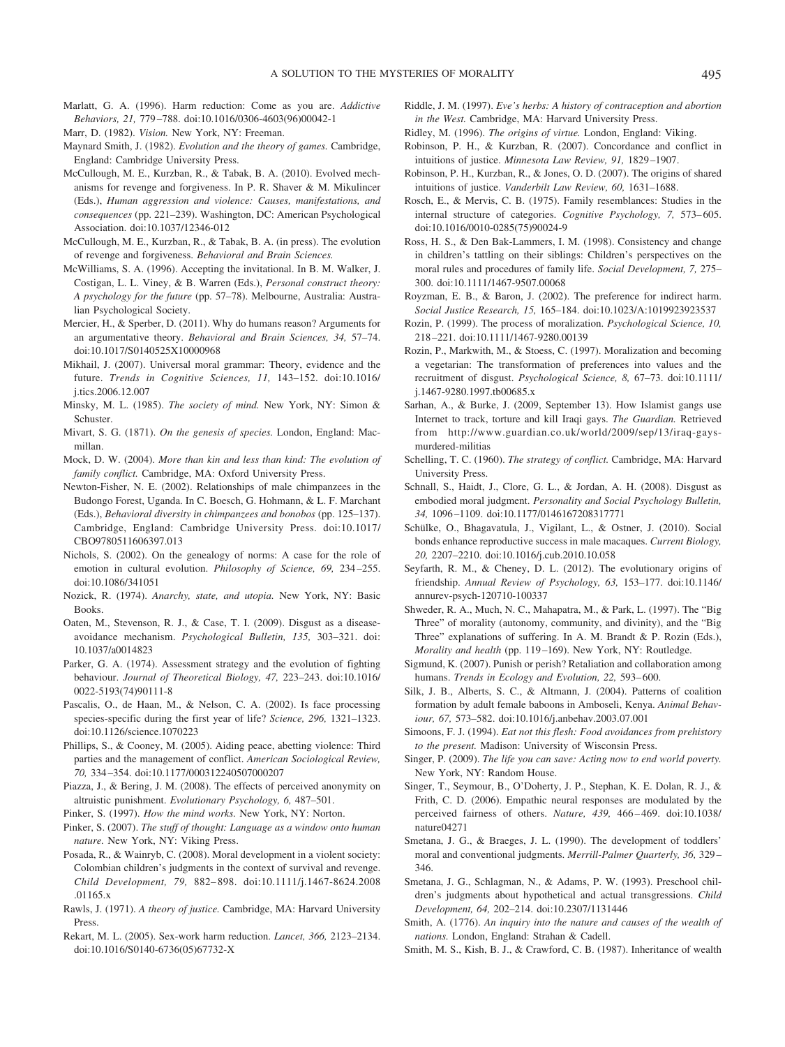Marlatt, G. A. (1996). Harm reduction: Come as you are. *Addictive Behaviors, 21,* 779–788. doi:10.1016/0306-4603(96)00042-1

Marr, D. (1982). *Vision.* New York, NY: Freeman.

Maynard Smith, J. (1982). *Evolution and the theory of games.* Cambridge, England: Cambridge University Press.

McCullough, M. E., Kurzban, R., & Tabak, B. A. (2010). Evolved mechanisms for revenge and forgiveness. In P. R. Shaver & M. Mikulincer (Eds.), *Human aggression and violence: Causes, manifestations, and consequences* (pp. 221–239). Washington, DC: American Psychological Association. doi:10.1037/12346-012

McCullough, M. E., Kurzban, R., & Tabak, B. A. (in press). The evolution of revenge and forgiveness. *Behavioral and Brain Sciences.*

McWilliams, S. A. (1996). Accepting the invitational. In B. M. Walker, J. Costigan, L. L. Viney, & B. Warren (Eds.), *Personal construct theory: A psychology for the future* (pp. 57–78). Melbourne, Australia: Australian Psychological Society.

Mercier, H., & Sperber, D. (2011). Why do humans reason? Arguments for an argumentative theory. *Behavioral and Brain Sciences, 34,* 57–74. doi:10.1017/S0140525X10000968

Mikhail, J. (2007). Universal moral grammar: Theory, evidence and the future. *Trends in Cognitive Sciences, 11,* 143–152. doi:10.1016/j.tics.2006.12.007

Minsky, M. L. (1985). *The society of mind.* New York, NY: Simon & Schuster.

Mivart, S. G. (1871). *On the genesis of species.* London, England: Macmillan.

Mock, D. W. (2004). *More than kin and less than kind: The evolution of family conflict.* Cambridge, MA: Oxford University Press.

Newton-Fisher, N. E. (2002). Relationships of male chimpanzees in the Budongo Forest, Uganda. In C. Boesch, G. Hohmann, & L. F. Marchant (Eds.), *Behavioral diversity in chimpanzees and bonobos* (pp. 125–137). Cambridge, England: Cambridge University Press. doi:10.1017/CBO9780511606397.013

Nichols, S. (2002). On the genealogy of norms: A case for the role of emotion in cultural evolution. *Philosophy of Science, 69,* 234–255. doi:10.1086/341051

Nozick, R. (1974). *Anarchy, state, and utopia.* New York, NY: Basic Books.

Oaten, M., Stevenson, R. J., & Case, T. I. (2009). Disgust as a disease-avoidance mechanism. *Psychological Bulletin, 135,* 303–321. doi:10.1037/a0014823

Parker, G. A. (1974). Assessment strategy and the evolution of fighting behaviour. *Journal of Theoretical Biology, 47,* 223–243. doi:10.1016/0022-5193(74)90111-8

Pascalis, O., de Haan, M., & Nelson, C. A. (2002). Is face processing species-specific during the first year of life? *Science, 296,* 1321–1323. doi:10.1126/science.1070223

Phillips, S., & Cooney, M. (2005). Aiding peace, abetting violence: Third parties and the management of conflict. *American Sociological Review, 70,* 334–354. doi:10.1177/000312240507000207

Piazza, J., & Bering, J. M. (2008). The effects of perceived anonymity on altruistic punishment. *Evolutionary Psychology, 6,* 487–501.

Pinker, S. (1997). *How the mind works.* New York, NY: Norton.

Pinker, S. (2007). *The stuff of thought: Language as a window onto human nature.* New York, NY: Viking Press.

Posada, R., & Wainryb, C. (2008). Moral development in a violent society: Colombian children's judgments in the context of survival and revenge. *Child Development, 79,* 882–898. doi:10.1111/j.1467-8624.2008.01165.x

Rawls, J. (1971). *A theory of justice.* Cambridge, MA: Harvard University Press.

Rekart, M. L. (2005). Sex-work harm reduction. *Lancet, 366,* 2123–2134. doi:10.1016/S0140-6736(05)67732-X

Riddle, J. M. (1997). *Eve's herbs: A history of contraception and abortion in the West.* Cambridge, MA: Harvard University Press.

Ridley, M. (1996). *The origins of virtue.* London, England: Viking.

Robinson, P. H., & Kurzban, R. (2007). Concordance and conflict in intuitions of justice. *Minnesota Law Review, 91,* 1829–1907.

Robinson, P. H., Kurzban, R., & Jones, O. D. (2007). The origins of shared intuitions of justice. *Vanderbilt Law Review, 60,* 1631–1688.

Rosch, E., & Mervis, C. B. (1975). Family resemblances: Studies in the internal structure of categories. *Cognitive Psychology, 7,* 573–605. doi:10.1016/0010-0285(75)90024-9

Ross, H. S., & Den Bak-Lammers, I. M. (1998). Consistency and change in children's tattling on their siblings: Children's perspectives on the moral rules and procedures of family life. *Social Development, 7,* 275–300. doi:10.1111/1467-9507.00068

Royzman, E. B., & Baron, J. (2002). The preference for indirect harm. *Social Justice Research, 15,* 165–184. doi:10.1023/A:1019923923537

Rozin, P. (1999). The process of moralization. *Psychological Science, 10,* 218–221. doi:10.1111/1467-9280.00139

Rozin, P., Markwith, M., & Stoess, C. (1997). Moralization and becoming a vegetarian: The transformation of preferences into values and the recruitment of disgust. *Psychological Science, 8,* 67–73. doi:10.1111/j.1467-9280.1997.tb00685.x

Sarhan, A., & Burke, J. (2009, September 13). How Islamist gangs use Internet to track, torture and kill Iraqi gays. *The Guardian.* Retrieved from http://www.guardian.co.uk/world/2009/sep/13/iraq-gays-murdered-militias

Schelling, T. C. (1960). *The strategy of conflict.* Cambridge, MA: Harvard University Press.

Schnall, S., Haidt, J., Clore, G. L., & Jordan, A. H. (2008). Disgust as embodied moral judgment. *Personality and Social Psychology Bulletin, 34,* 1096–1109. doi:10.1177/0146167208317771

Schülke, O., Bhagavatula, J., Vigilant, L., & Ostner, J. (2010). Social bonds enhance reproductive success in male macaques. *Current Biology, 20,* 2207–2210. doi:10.1016/j.cub.2010.10.058

Seyfarth, R. M., & Cheney, D. L. (2012). The evolutionary origins of friendship. *Annual Review of Psychology, 63,* 153–177. doi:10.1146/annurev-psych-120710-100337

Shweder, R. A., Much, N. C., Mahapatra, M., & Park, L. (1997). The "Big Three" of morality (autonomy, community, and divinity), and the "Big Three" explanations of suffering. In A. M. Brandt & P. Rozin (Eds.), *Morality and health* (pp. 119–169). New York, NY: Routledge.

Sigmund, K. (2007). Punish or perish? Retaliation and collaboration among humans. *Trends in Ecology and Evolution, 22,* 593–600.

Silk, J. B., Alberts, S. C., & Altmann, J. (2004). Patterns of coalition formation by adult female baboons in Amboseli, Kenya. *Animal Behaviour, 67,* 573–582. doi:10.1016/j.anbehav.2003.07.001

Simoons, F. J. (1994). *Eat not this flesh: Food avoidances from prehistory to the present.* Madison: University of Wisconsin Press.

Singer, P. (2009). *The life you can save: Acting now to end world poverty.* New York, NY: Random House.

Singer, T., Seymour, B., O'Doherty, J. P., Stephan, K. E. Dolan, R. J., & Frith, C. D. (2006). Empathic neural responses are modulated by the perceived fairness of others. *Nature, 439,* 466–469. doi:10.1038/nature04271

Smetana, J. G., & Braeges, J. L. (1990). The development of toddlers' moral and conventional judgments. *Merrill-Palmer Quarterly, 36,* 329–346.

Smetana, J. G., Schlagman, N., & Adams, P. W. (1993). Preschool children's judgments about hypothetical and actual transgressions. *Child Development, 64,* 202–214. doi:10.2307/1131446

Smith, A. (1776). *An inquiry into the nature and causes of the wealth of nations.* London, England: Strahan & Cadell.

Smith, M. S., Kish, B. J., & Crawford, C. B. (1987). Inheritance of wealth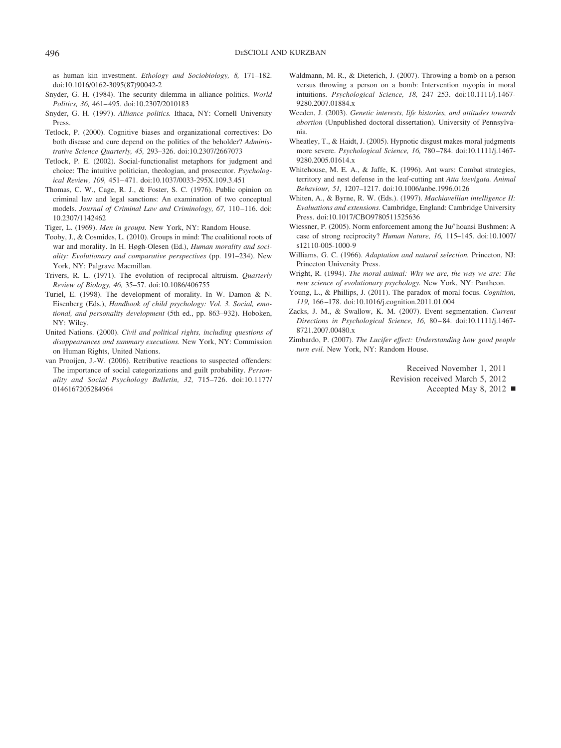as human kin investment. *Ethology and Sociobiology, 8,* 171–182. doi:10.1016/0162-3095(87)90042-2

Snyder, G. H. (1984). The security dilemma in alliance politics. *World Politics, 36,* 461–495. doi:10.2307/2010183

Snyder, G. H. (1997). *Alliance politics.* Ithaca, NY: Cornell University Press.

Tetlock, P. (2000). Cognitive biases and organizational correctives: Do both disease and cure depend on the politics of the beholder? *Administrative Science Quarterly, 45,* 293–326. doi:10.2307/2667073

Tetlock, P. E. (2002). Social-functionalist metaphors for judgment and choice: The intuitive politician, theologian, and prosecutor. *Psychological Review, 109,* 451–471. doi:10.1037/0033-295X.109.3.451

Thomas, C. W., Cage, R. J., & Foster, S. C. (1976). Public opinion on criminal law and legal sanctions: An examination of two conceptual models. *Journal of Criminal Law and Criminology, 67,* 110–116. doi: 10.2307/1142462

Tiger, L. (1969). *Men in groups.* New York, NY: Random House.

Tooby, J., & Cosmides, L. (2010). Groups in mind: The coalitional roots of war and morality. In H. Høgh-Olesen (Ed.), *Human morality and sociality: Evolutionary and comparative perspectives* (pp. 191–234). New York, NY: Palgrave Macmillan.

Trivers, R. L. (1971). The evolution of reciprocal altruism. *Quarterly Review of Biology, 46,* 35–57. doi:10.1086/406755

Turiel, E. (1998). The development of morality. In W. Damon & N. Eisenberg (Eds.), *Handbook of child psychology: Vol. 3. Social, emotional, and personality development* (5th ed., pp. 863–932). Hoboken, NJ: Wiley.

United Nations. (2000). *Civil and political rights, including questions of disappearances and summary executions.* New York, NY: Commission on Human Rights, United Nations.

van Prooijen, J.-W. (2006). Retributive reactions to suspected offenders: The importance of social categorizations and guilt probability. *Personality and Social Psychology Bulletin, 32,* 715–726. doi:10.1177/0146167205284964

Waldmann, M. R., & Dieterich, J. (2007). Throwing a bomb on a person versus throwing a person on a bomb: Intervention myopia in moral intuitions. *Psychological Science, 18,* 247–253. doi:10.1111/j.1467-9280.2007.01884.x

Weeden, J. (2003). *Genetic interests, life histories, and attitudes towards abortion* (Unpublished doctoral dissertation). University of Pennsylvania.

Wheatley, T., & Haidt, J. (2005). Hypnotic disgust makes moral judgments more severe. *Psychological Science, 16,* 780–784. doi:10.1111/j.1467-9280.2005.01614.x

Whitehouse, M. E. A., & Jaffe, K. (1996). Ant wars: Combat strategies, territory and nest defense in the leaf-cutting ant *Atta laevigata. Animal Behaviour, 51,* 1207–1217. doi:10.1006/anbe.1996.0126

Whiten, A., & Byrne, R. W. (Eds.). (1997). *Machiavellian intelligence II: Evaluations and extensions.* Cambridge, England: Cambridge University Press. doi:10.1017/CBO9780511525636

Wiessner, P. (2005). Norm enforcement among the Ju/'hoansi Bushmen: A case of strong reciprocity? *Human Nature, 16,* 115–145. doi:10.1007/s12110-005-1000-9

Williams, G. C. (1966). *Adaptation and natural selection.* Princeton, NJ: Princeton University Press.

Wright, R. (1994). *The moral animal: Why we are, the way we are: The new science of evolutionary psychology.* New York, NY: Pantheon.

Young, L., & Phillips, J. (2011). The paradox of moral focus. *Cognition, 119,* 166–178. doi:10.1016/j.cognition.2011.01.004

Zacks, J. M., & Swallow, K. M. (2007). Event segmentation. *Current Directions in Psychological Science, 16,* 80–84. doi:10.1111/j.1467-8721.2007.00480.x

Zimbardo, P. (2007). *The Lucifer effect: Understanding how good people turn evil.* New York, NY: Random House.

Received November 1, 2011
Revision received March 5, 2012
Accepted May 8, 2012 ■